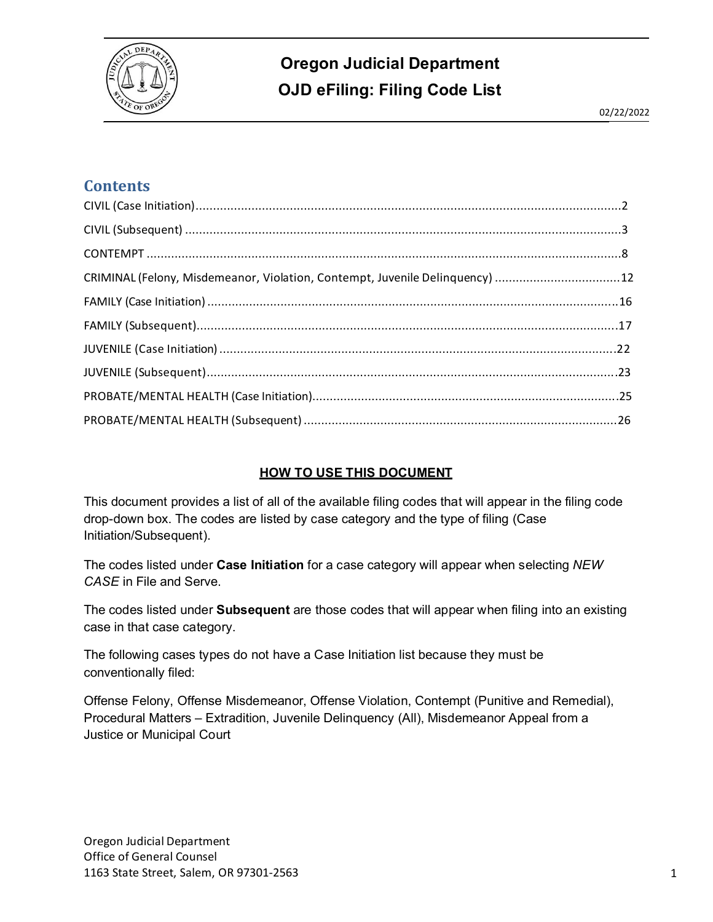# Oregon Judicial Department

## OJD eFiling: Filing Code List

02/22/2022

## Contents

- CIVIL (Case Initiation) .......... 2
- CIVIL (Subsequent) .......... 3
- CONTEMPT .......... 8
- CRIMINAL (Felony, Misdemeanor, Violation, Contempt, Juvenile Delinquency) .......... 12
- FAMILY (Case Initiation) .......... 16
- FAMILY (Subsequent) .......... 17
- JUVENILE (Case Initiation) .......... 22
- JUVENILE (Subsequent) .......... 23
- PROBATE/MENTAL HEALTH (Case Initiation) .......... 25
- PROBATE/MENTAL HEALTH (Subsequent) .......... 26

## HOW TO USE THIS DOCUMENT

This document provides a list of all of the available filing codes that will appear in the filing code drop-down box. The codes are listed by case category and the type of filing (Case Initiation/Subsequent).

The codes listed under **Case Initiation** for a case category will appear when selecting *NEW CASE* in File and Serve.

The codes listed under **Subsequent** are those codes that will appear when filing into an existing case in that case category.

The following cases types do not have a Case Initiation list because they must be conventionally filed:

Offense Felony, Offense Misdemeanor, Offense Violation, Contempt (Punitive and Remedial), Procedural Matters – Extradition, Juvenile Delinquency (All), Misdemeanor Appeal from a Justice or Municipal Court

Oregon Judicial Department
Office of General Counsel
1163 State Street, Salem, OR 97301-2563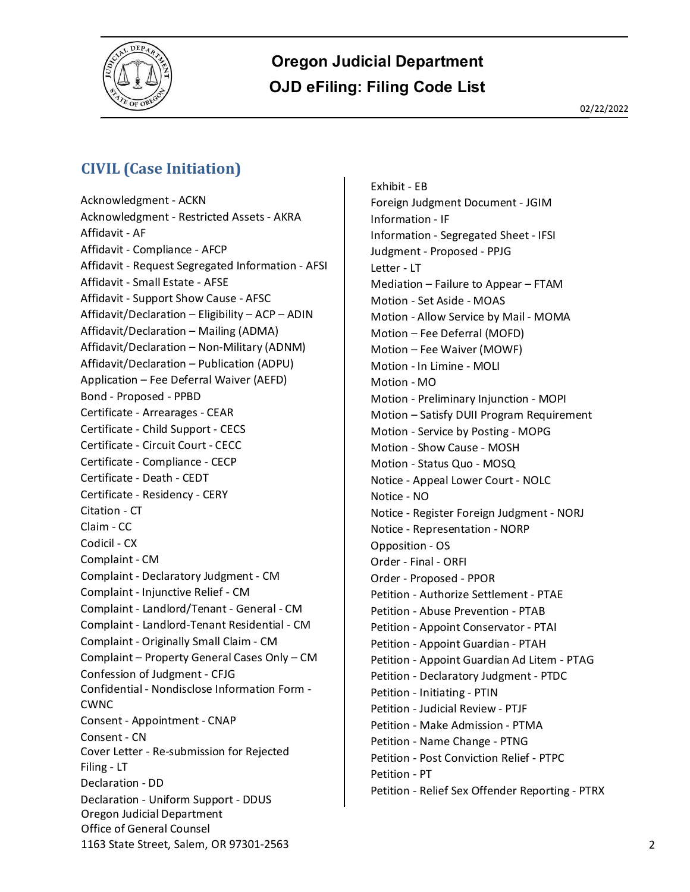# Oregon Judicial Department

## OJD eFiling: Filing Code List

02/22/2022

## CIVIL (Case Initiation)

Acknowledgment - ACKN
Acknowledgment - Restricted Assets - AKRA
Affidavit - AF
Affidavit - Compliance - AFCP
Affidavit - Request Segregated Information - AFSI
Affidavit - Small Estate - AFSE
Affidavit - Support Show Cause - AFSC
Affidavit/Declaration – Eligibility – ACP – ADIN
Affidavit/Declaration – Mailing (ADMA)
Affidavit/Declaration – Non-Military (ADNM)
Affidavit/Declaration – Publication (ADPU)
Application – Fee Deferral Waiver (AEFD)
Bond - Proposed - PPBD
Certificate - Arrearages - CEAR
Certificate - Child Support - CECS
Certificate - Circuit Court - CECC
Certificate - Compliance - CECP
Certificate - Death - CEDT
Certificate - Residency - CERY
Citation - CT
Claim - CC
Codicil - CX
Complaint - CM
Complaint - Declaratory Judgment - CM
Complaint - Injunctive Relief - CM
Complaint - Landlord/Tenant - General - CM
Complaint - Landlord-Tenant Residential - CM
Complaint - Originally Small Claim - CM
Complaint – Property General Cases Only – CM
Confession of Judgment - CFJG
Confidential - Nondisclose Information Form - CWNC
Consent - Appointment - CNAP
Consent - CN
Cover Letter - Re-submission for Rejected Filing - LT
Declaration - DD
Declaration - Uniform Support - DDUS
Exhibit - EB
Foreign Judgment Document - JGIM
Information - IF
Information - Segregated Sheet - IFSI
Judgment - Proposed - PPJG
Letter - LT
Mediation – Failure to Appear – FTAM
Motion - Set Aside - MOAS
Motion - Allow Service by Mail - MOMA
Motion – Fee Deferral (MOFD)
Motion – Fee Waiver (MOWF)
Motion - In Limine - MOLI
Motion - MO
Motion - Preliminary Injunction - MOPI
Motion – Satisfy DUII Program Requirement
Motion - Service by Posting - MOPG
Motion - Show Cause - MOSH
Motion - Status Quo - MOSQ
Notice - Appeal Lower Court - NOLC
Notice - NO
Notice - Register Foreign Judgment - NORJ
Notice - Representation - NORP
Opposition - OS
Order - Final - ORFI
Order - Proposed - PPOR
Petition - Authorize Settlement - PTAE
Petition - Abuse Prevention - PTAB
Petition - Appoint Conservator - PTAI
Petition - Appoint Guardian - PTAH
Petition - Appoint Guardian Ad Litem - PTAG
Petition - Declaratory Judgment - PTDC
Petition - Initiating - PTIN
Petition - Judicial Review - PTJF
Petition - Make Admission - PTMA
Petition - Name Change - PTNG
Petition - Post Conviction Relief - PTPC
Petition - PT
Petition - Relief Sex Offender Reporting - PTRX

Oregon Judicial Department
Office of General Counsel
1163 State Street, Salem, OR 97301-2563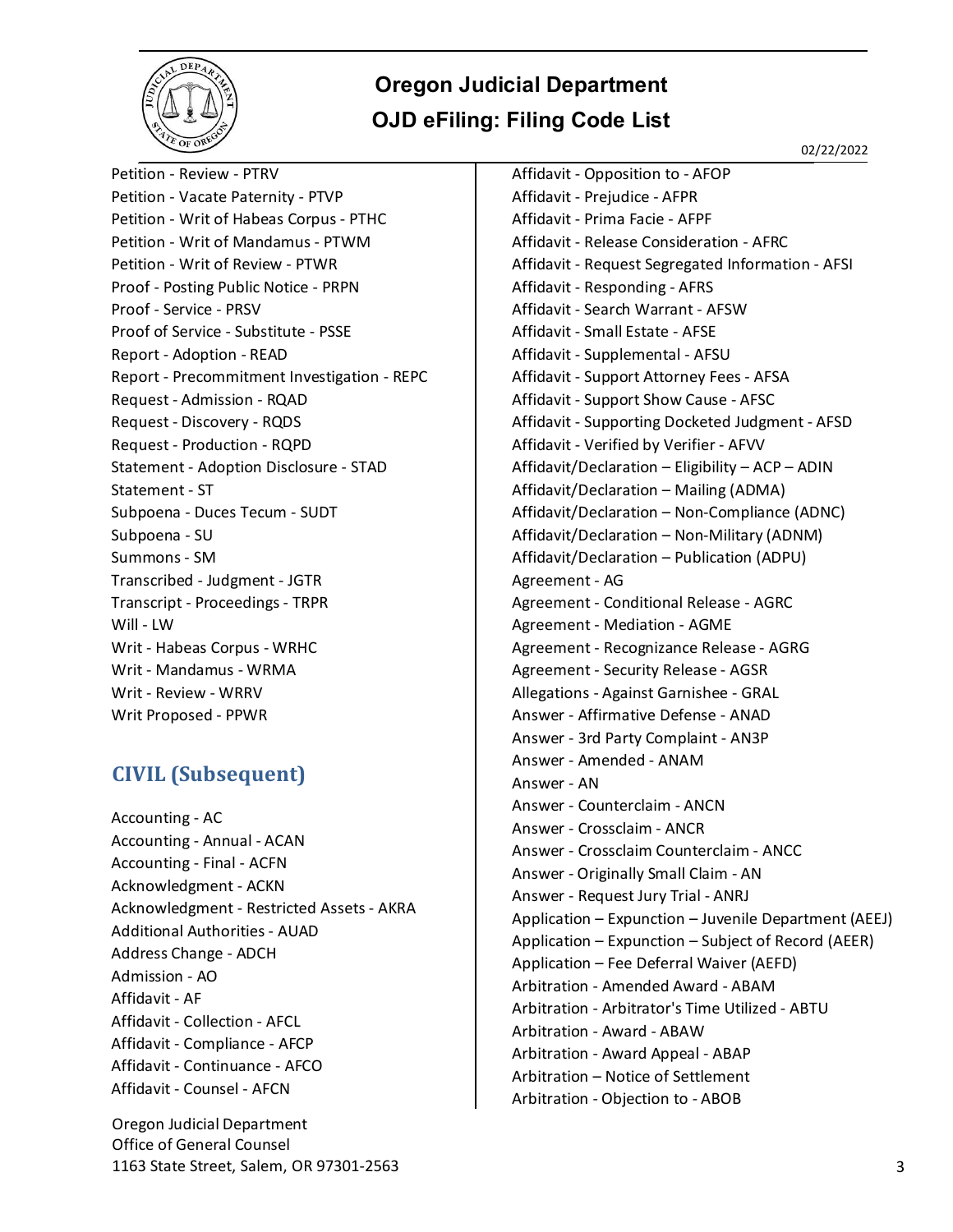Petition - Review - PTRV
Petition - Vacate Paternity - PTVP
Petition - Writ of Habeas Corpus - PTHC
Petition - Writ of Mandamus - PTWM
Petition - Writ of Review - PTWR
Proof - Posting Public Notice - PRPN
Proof - Service - PRSV
Proof of Service - Substitute - PSSE
Report - Adoption - READ
Report - Precommitment Investigation - REPC
Request - Admission - RQAD
Request - Discovery - RQDS
Request - Production - RQPD
Statement - Adoption Disclosure - STAD
Statement - ST
Subpoena - Duces Tecum - SUDT
Subpoena - SU
Summons - SM
Transcribed - Judgment - JGTR
Transcript - Proceedings - TRPR
Will - LW
Writ - Habeas Corpus - WRHC
Writ - Mandamus - WRMA
Writ - Review - WRRV
Writ Proposed - PPWR

## CIVIL (Subsequent)

Accounting - AC
Accounting - Annual - ACAN
Accounting - Final - ACFN
Acknowledgment - ACKN
Acknowledgment - Restricted Assets - AKRA
Additional Authorities - AUAD
Address Change - ADCH
Admission - AO
Affidavit - AF
Affidavit - Collection - AFCL
Affidavit - Compliance - AFCP
Affidavit - Continuance - AFCO
Affidavit - Counsel - AFCN
Affidavit - Opposition to - AFOP
Affidavit - Prejudice - AFPR
Affidavit - Prima Facie - AFPF
Affidavit - Release Consideration - AFRC
Affidavit - Request Segregated Information - AFSI
Affidavit - Responding - AFRS
Affidavit - Search Warrant - AFSW
Affidavit - Small Estate - AFSE
Affidavit - Supplemental - AFSU
Affidavit - Support Attorney Fees - AFSA
Affidavit - Support Show Cause - AFSC
Affidavit - Supporting Docketed Judgment - AFSD
Affidavit - Verified by Verifier - AFVV
Affidavit/Declaration – Eligibility – ACP – ADIN
Affidavit/Declaration – Mailing (ADMA)
Affidavit/Declaration – Non-Compliance (ADNC)
Affidavit/Declaration – Non-Military (ADNM)
Affidavit/Declaration – Publication (ADPU)
Agreement - AG
Agreement - Conditional Release - AGRC
Agreement - Mediation - AGME
Agreement - Recognizance Release - AGRG
Agreement - Security Release - AGSR
Allegations - Against Garnishee - GRAL
Answer - Affirmative Defense - ANAD
Answer - 3rd Party Complaint - AN3P
Answer - Amended - ANAM
Answer - AN
Answer - Counterclaim - ANCN
Answer - Crossclaim - ANCR
Answer - Crossclaim Counterclaim - ANCC
Answer - Originally Small Claim - AN
Answer - Request Jury Trial - ANRJ
Application – Expunction – Juvenile Department (AEEJ)
Application – Expunction – Subject of Record (AEER)
Application – Fee Deferral Waiver (AEFD)
Arbitration - Amended Award - ABAM
Arbitration - Arbitrator's Time Utilized - ABTU
Arbitration - Award - ABAW
Arbitration - Award Appeal - ABAP
Arbitration – Notice of Settlement
Arbitration - Objection to - ABOB

Oregon Judicial Department
Office of General Counsel
1163 State Street, Salem, OR 97301-2563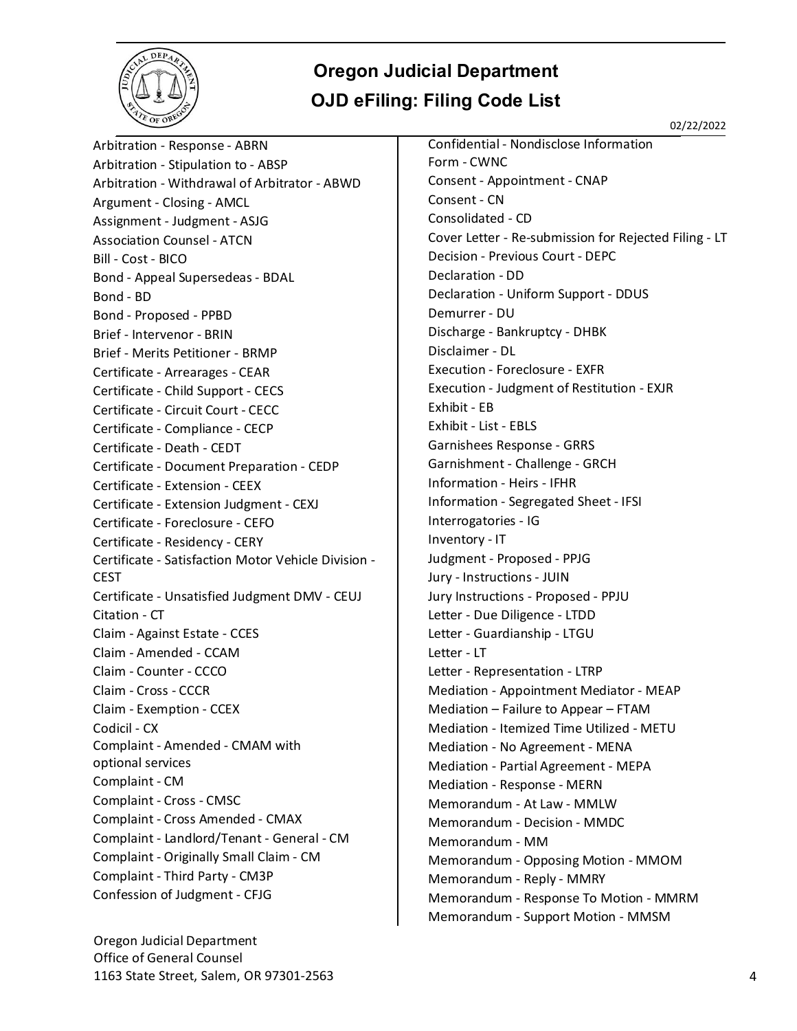# Oregon Judicial Department

## OJD eFiling: Filing Code List

02/22/2022

Arbitration - Response - ABRN
Arbitration - Stipulation to - ABSP
Arbitration - Withdrawal of Arbitrator - ABWD
Argument - Closing - AMCL
Assignment - Judgment - ASJG
Association Counsel - ATCN
Bill - Cost - BICO
Bond - Appeal Supersedeas - BDAL
Bond - BD
Bond - Proposed - PPBD
Brief - Intervenor - BRIN
Brief - Merits Petitioner - BRMP
Certificate - Arrearages - CEAR
Certificate - Child Support - CECS
Certificate - Circuit Court - CECC
Certificate - Compliance - CECP
Certificate - Death - CEDT
Certificate - Document Preparation - CEDP
Certificate - Extension - CEEX
Certificate - Extension Judgment - CEXJ
Certificate - Foreclosure - CEFO
Certificate - Residency - CERY
Certificate - Satisfaction Motor Vehicle Division - CEST
Certificate - Unsatisfied Judgment DMV - CEUJ
Citation - CT
Claim - Against Estate - CCES
Claim - Amended - CCAM
Claim - Counter - CCCO
Claim - Cross - CCCR
Claim - Exemption - CCEX
Codicil - CX
Complaint - Amended - CMAM with optional services
Complaint - CM
Complaint - Cross - CMSC
Complaint - Cross Amended - CMAX
Complaint - Landlord/Tenant - General - CM
Complaint - Originally Small Claim - CM
Complaint - Third Party - CM3P
Confession of Judgment - CFJG

Confidential - Nondisclose Information Form - CWNC
Consent - Appointment - CNAP
Consent - CN
Consolidated - CD
Cover Letter - Re-submission for Rejected Filing - LT
Decision - Previous Court - DEPC
Declaration - DD
Declaration - Uniform Support - DDUS
Demurrer - DU
Discharge - Bankruptcy - DHBK
Disclaimer - DL
Execution - Foreclosure - EXFR
Execution - Judgment of Restitution - EXJR
Exhibit - EB
Exhibit - List - EBLS
Garnishees Response - GRRS
Garnishment - Challenge - GRCH
Information - Heirs - IFHR
Information - Segregated Sheet - IFSI
Interrogatories - IG
Inventory - IT
Judgment - Proposed - PPJG
Jury - Instructions - JUIN
Jury Instructions - Proposed - PPJU
Letter - Due Diligence - LTDD
Letter - Guardianship - LTGU
Letter - LT
Letter - Representation - LTRP
Mediation - Appointment Mediator - MEAP
Mediation – Failure to Appear – FTAM
Mediation - Itemized Time Utilized - METU
Mediation - No Agreement - MENA
Mediation - Partial Agreement - MEPA
Mediation - Response - MERN
Memorandum - At Law - MMLW
Memorandum - Decision - MMDC
Memorandum - MM
Memorandum - Opposing Motion - MMOM
Memorandum - Reply - MMRY
Memorandum - Response To Motion - MMRM
Memorandum - Support Motion - MMSM

Oregon Judicial Department
Office of General Counsel
1163 State Street, Salem, OR 97301-2563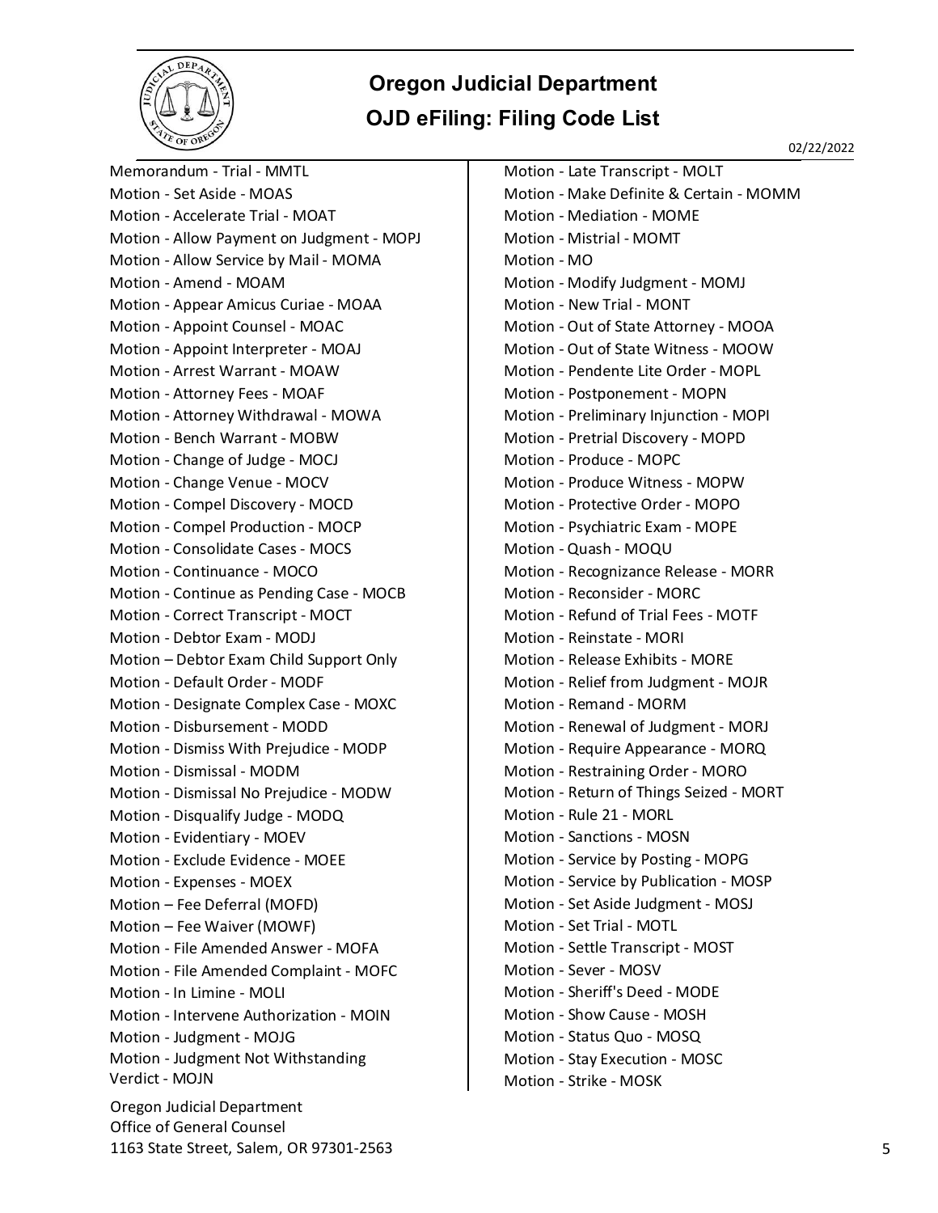# Oregon Judicial Department

## OJD eFiling: Filing Code List

02/22/2022

Memorandum - Trial - MMTL
Motion - Set Aside - MOAS
Motion - Accelerate Trial - MOAT
Motion - Allow Payment on Judgment - MOPJ
Motion - Allow Service by Mail - MOMA
Motion - Amend - MOAM
Motion - Appear Amicus Curiae - MOAA
Motion - Appoint Counsel - MOAC
Motion - Appoint Interpreter - MOAJ
Motion - Arrest Warrant - MOAW
Motion - Attorney Fees - MOAF
Motion - Attorney Withdrawal - MOWA
Motion - Bench Warrant - MOBW
Motion - Change of Judge - MOCJ
Motion - Change Venue - MOCV
Motion - Compel Discovery - MOCD
Motion - Compel Production - MOCP
Motion - Consolidate Cases - MOCS
Motion - Continuance - MOCO
Motion - Continue as Pending Case - MOCB
Motion - Correct Transcript - MOCT
Motion - Debtor Exam - MODJ
Motion – Debtor Exam Child Support Only
Motion - Default Order - MODF
Motion - Designate Complex Case - MOXC
Motion - Disbursement - MODD
Motion - Dismiss With Prejudice - MODP
Motion - Dismissal - MODM
Motion - Dismissal No Prejudice - MODW
Motion - Disqualify Judge - MODQ
Motion - Evidentiary - MOEV
Motion - Exclude Evidence - MOEE
Motion - Expenses - MOEX
Motion – Fee Deferral (MOFD)
Motion – Fee Waiver (MOWF)
Motion - File Amended Answer - MOFA
Motion - File Amended Complaint - MOFC
Motion - In Limine - MOLI
Motion - Intervene Authorization - MOIN
Motion - Judgment - MOJG
Motion - Judgment Not Withstanding Verdict - MOJN
Motion - Late Transcript - MOLT
Motion - Make Definite & Certain - MOMM
Motion - Mediation - MOME
Motion - Mistrial - MOMT
Motion - MO
Motion - Modify Judgment - MOMJ
Motion - New Trial - MONT
Motion - Out of State Attorney - MOOA
Motion - Out of State Witness - MOOW
Motion - Pendente Lite Order - MOPL
Motion - Postponement - MOPN
Motion - Preliminary Injunction - MOPI
Motion - Pretrial Discovery - MOPD
Motion - Produce - MOPC
Motion - Produce Witness - MOPW
Motion - Protective Order - MOPO
Motion - Psychiatric Exam - MOPE
Motion - Quash - MOQU
Motion - Recognizance Release - MORR
Motion - Reconsider - MORC
Motion - Refund of Trial Fees - MOTF
Motion - Reinstate - MORI
Motion - Release Exhibits - MORE
Motion - Relief from Judgment - MOJR
Motion - Remand - MORM
Motion - Renewal of Judgment - MORJ
Motion - Require Appearance - MORQ
Motion - Restraining Order - MORO
Motion - Return of Things Seized - MORT
Motion - Rule 21 - MORL
Motion - Sanctions - MOSN
Motion - Service by Posting - MOPG
Motion - Service by Publication - MOSP
Motion - Set Aside Judgment - MOSJ
Motion - Set Trial - MOTL
Motion - Settle Transcript - MOST
Motion - Sever - MOSV
Motion - Sheriff's Deed - MODE
Motion - Show Cause - MOSH
Motion - Status Quo - MOSQ
Motion - Stay Execution - MOSC
Motion - Strike - MOSK

Oregon Judicial Department
Office of General Counsel
1163 State Street, Salem, OR 97301-2563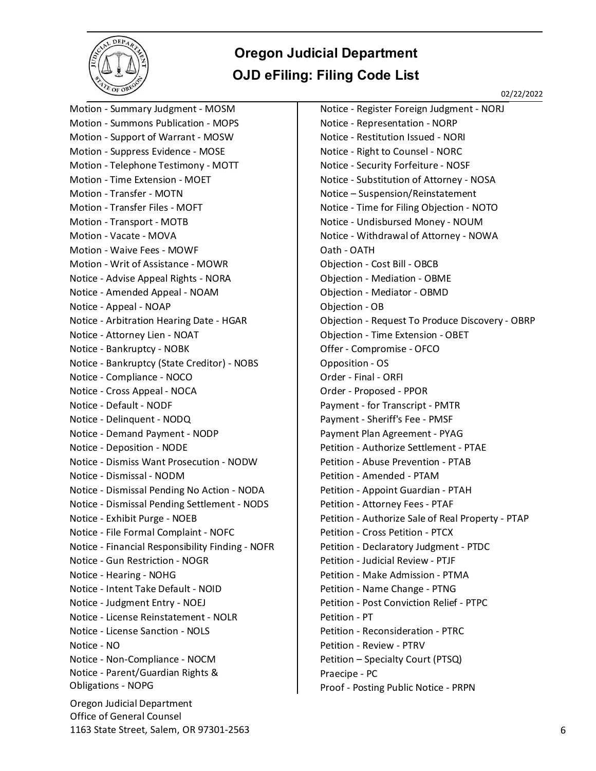# Oregon Judicial Department

## OJD eFiling: Filing Code List

02/22/2022

Motion - Summary Judgment - MOSM
Motion - Summons Publication - MOPS
Motion - Support of Warrant - MOSW
Motion - Suppress Evidence - MOSE
Motion - Telephone Testimony - MOTT
Motion - Time Extension - MOET
Motion - Transfer - MOTN
Motion - Transfer Files - MOFT
Motion - Transport - MOTB
Motion - Vacate - MOVA
Motion - Waive Fees - MOWF
Motion - Writ of Assistance - MOWR
Notice - Advise Appeal Rights - NORA
Notice - Amended Appeal - NOAM
Notice - Appeal - NOAP
Notice - Arbitration Hearing Date - HGAR
Notice - Attorney Lien - NOAT
Notice - Bankruptcy - NOBK
Notice - Bankruptcy (State Creditor) - NOBS
Notice - Compliance - NOCO
Notice - Cross Appeal - NOCA
Notice - Default - NODF
Notice - Delinquent - NODQ
Notice - Demand Payment - NODP
Notice - Deposition - NODE
Notice - Dismiss Want Prosecution - NODW
Notice - Dismissal - NODM
Notice - Dismissal Pending No Action - NODA
Notice - Dismissal Pending Settlement - NODS
Notice - Exhibit Purge - NOEB
Notice - File Formal Complaint - NOFC
Notice - Financial Responsibility Finding - NOFR
Notice - Gun Restriction - NOGR
Notice - Hearing - NOHG
Notice - Intent Take Default - NOID
Notice - Judgment Entry - NOEJ
Notice - License Reinstatement - NOLR
Notice - License Sanction - NOLS
Notice - NO
Notice - Non-Compliance - NOCM
Notice - Parent/Guardian Rights & Obligations - NOPG
Notice - Register Foreign Judgment - NORJ
Notice - Representation - NORP
Notice - Restitution Issued - NORI
Notice - Right to Counsel - NORC
Notice - Security Forfeiture - NOSF
Notice - Substitution of Attorney - NOSA
Notice – Suspension/Reinstatement
Notice - Time for Filing Objection - NOTO
Notice - Undisbursed Money - NOUM
Notice - Withdrawal of Attorney - NOWA
Oath - OATH
Objection - Cost Bill - OBCB
Objection - Mediation - OBME
Objection - Mediator - OBMD
Objection - OB
Objection - Request To Produce Discovery - OBRP
Objection - Time Extension - OBET
Offer - Compromise - OFCO
Opposition - OS
Order - Final - ORFI
Order - Proposed - PPOR
Payment - for Transcript - PMTR
Payment - Sheriff's Fee - PMSF
Payment Plan Agreement - PYAG
Petition - Authorize Settlement - PTAE
Petition - Abuse Prevention - PTAB
Petition - Amended - PTAM
Petition - Appoint Guardian - PTAH
Petition - Attorney Fees - PTAF
Petition - Authorize Sale of Real Property - PTAP
Petition - Cross Petition - PTCX
Petition - Declaratory Judgment - PTDC
Petition - Judicial Review - PTJF
Petition - Make Admission - PTMA
Petition - Name Change - PTNG
Petition - Post Conviction Relief - PTPC
Petition - PT
Petition - Reconsideration - PTRC
Petition - Review - PTRV
Petition – Specialty Court (PTSQ)
Praecipe - PC
Proof - Posting Public Notice - PRPN

Oregon Judicial Department
Office of General Counsel
1163 State Street, Salem, OR 97301-2563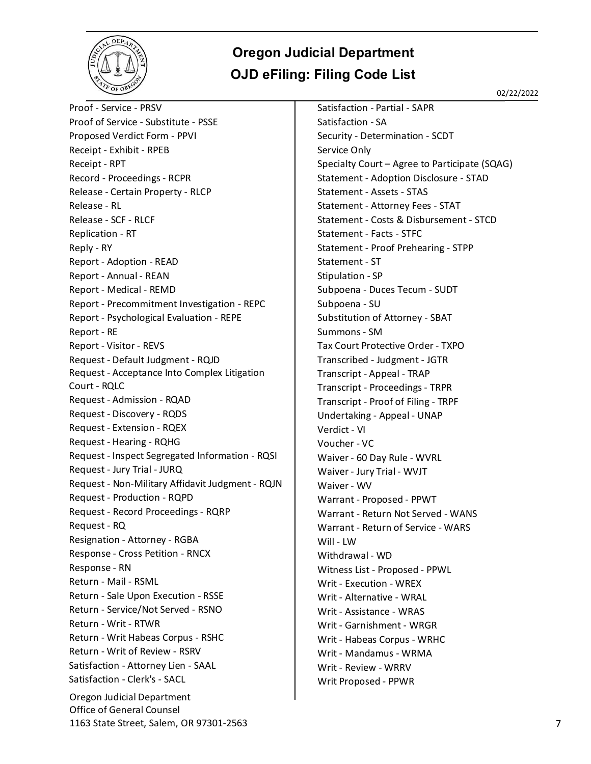# Oregon Judicial Department

## OJD eFiling: Filing Code List

02/22/2022

Proof - Service - PRSV
Proof of Service - Substitute - PSSE
Proposed Verdict Form - PPVI
Receipt - Exhibit - RPEB
Receipt - RPT
Record - Proceedings - RCPR
Release - Certain Property - RLCP
Release - RL
Release - SCF - RLCF
Replication - RT
Reply - RY
Report - Adoption - READ
Report - Annual - REAN
Report - Medical - REMD
Report - Precommitment Investigation - REPC
Report - Psychological Evaluation - REPE
Report - RE
Report - Visitor - REVS
Request - Default Judgment - RQJD
Request - Acceptance Into Complex Litigation Court - RQLC
Request - Admission - RQAD
Request - Discovery - RQDS
Request - Extension - RQEX
Request - Hearing - RQHG
Request - Inspect Segregated Information - RQSI
Request - Jury Trial - JURQ
Request - Non-Military Affidavit Judgment - RQJN
Request - Production - RQPD
Request - Record Proceedings - RQRP
Request - RQ
Resignation - Attorney - RGBA
Response - Cross Petition - RNCX
Response - RN
Return - Mail - RSML
Return - Sale Upon Execution - RSSE
Return - Service/Not Served - RSNO
Return - Writ - RTWR
Return - Writ Habeas Corpus - RSHC
Return - Writ of Review - RSRV
Satisfaction - Attorney Lien - SAAL
Satisfaction - Clerk's - SACL
Satisfaction - Partial - SAPR
Satisfaction - SA
Security - Determination - SCDT
Service Only
Specialty Court – Agree to Participate (SQAG)
Statement - Adoption Disclosure - STAD
Statement - Assets - STAS
Statement - Attorney Fees - STAT
Statement - Costs & Disbursement - STCD
Statement - Facts - STFC
Statement - Proof Prehearing - STPP
Statement - ST
Stipulation - SP
Subpoena - Duces Tecum - SUDT
Subpoena - SU
Substitution of Attorney - SBAT
Summons - SM
Tax Court Protective Order - TXPO
Transcribed - Judgment - JGTR
Transcript - Appeal - TRAP
Transcript - Proceedings - TRPR
Transcript - Proof of Filing - TRPF
Undertaking - Appeal - UNAP
Verdict - VI
Voucher - VC
Waiver - 60 Day Rule - WVRL
Waiver - Jury Trial - WVJT
Waiver - WV
Warrant - Proposed - PPWT
Warrant - Return Not Served - WANS
Warrant - Return of Service - WARS
Will - LW
Withdrawal - WD
Witness List - Proposed - PPWL
Writ - Execution - WREX
Writ - Alternative - WRAL
Writ - Assistance - WRAS
Writ - Garnishment - WRGR
Writ - Habeas Corpus - WRHC
Writ - Mandamus - WRMA
Writ - Review - WRRV
Writ Proposed - PPWR

Oregon Judicial Department
Office of General Counsel
1163 State Street, Salem, OR 97301-2563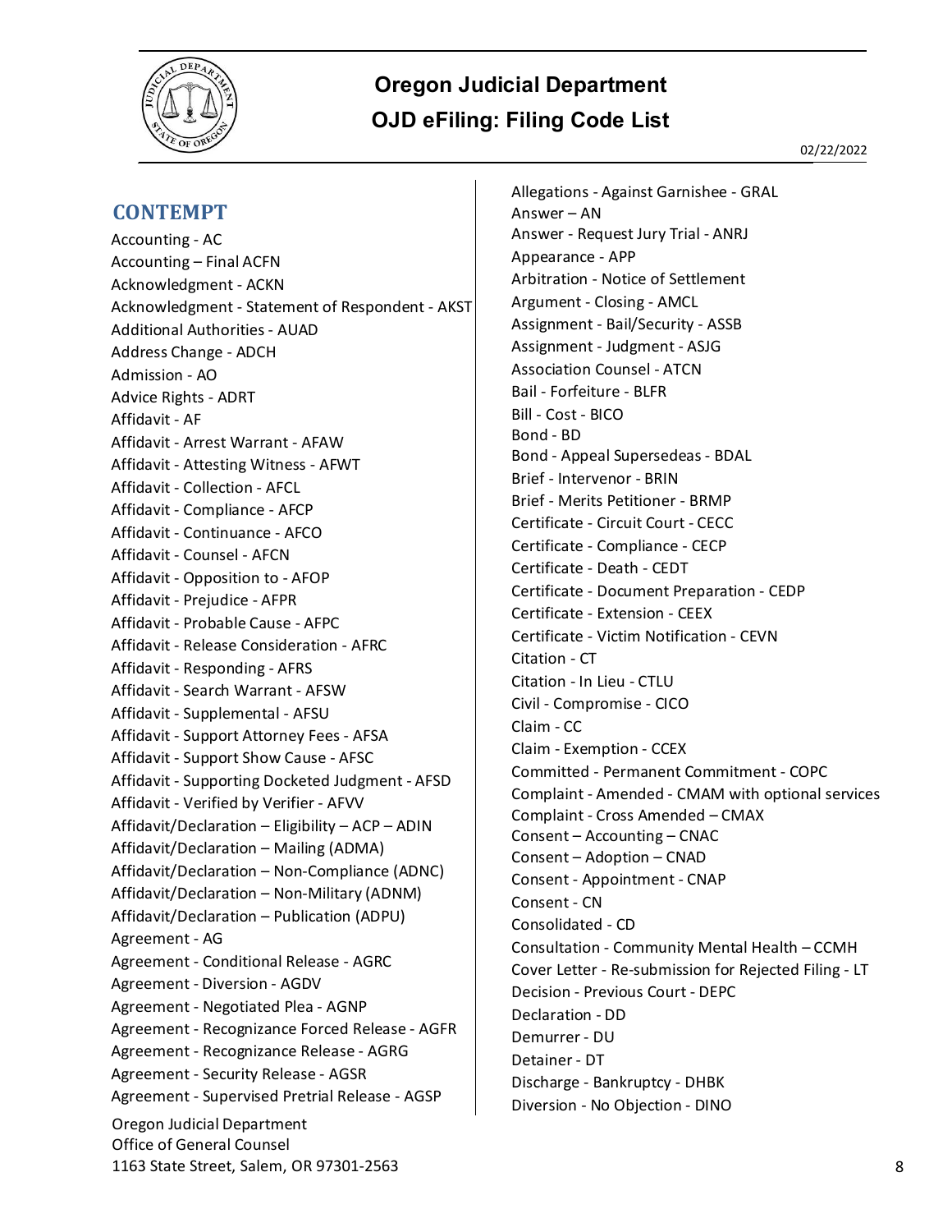# Oregon Judicial Department
## OJD eFiling: Filing Code List

02/22/2022

### CONTEMPT

Accounting - AC
Accounting – Final ACFN
Acknowledgment - ACKN
Acknowledgment - Statement of Respondent - AKST
Additional Authorities - AUAD
Address Change - ADCH
Admission - AO
Advice Rights - ADRT
Affidavit - AF
Affidavit - Arrest Warrant - AFAW
Affidavit - Attesting Witness - AFWT
Affidavit - Collection - AFCL
Affidavit - Compliance - AFCP
Affidavit - Continuance - AFCO
Affidavit - Counsel - AFCN
Affidavit - Opposition to - AFOP
Affidavit - Prejudice - AFPR
Affidavit - Probable Cause - AFPC
Affidavit - Release Consideration - AFRC
Affidavit - Responding - AFRS
Affidavit - Search Warrant - AFSW
Affidavit - Supplemental - AFSU
Affidavit - Support Attorney Fees - AFSA
Affidavit - Support Show Cause - AFSC
Affidavit - Supporting Docketed Judgment - AFSD
Affidavit - Verified by Verifier - AFVV
Affidavit/Declaration – Eligibility – ACP – ADIN
Affidavit/Declaration – Mailing (ADMA)
Affidavit/Declaration – Non-Compliance (ADNC)
Affidavit/Declaration – Non-Military (ADNM)
Affidavit/Declaration – Publication (ADPU)
Agreement - AG
Agreement - Conditional Release - AGRC
Agreement - Diversion - AGDV
Agreement - Negotiated Plea - AGNP
Agreement - Recognizance Forced Release - AGFR
Agreement - Recognizance Release - AGRG
Agreement - Security Release - AGSR
Agreement - Supervised Pretrial Release - AGSP
Allegations - Against Garnishee - GRAL
Answer – AN
Answer - Request Jury Trial - ANRJ
Appearance - APP
Arbitration - Notice of Settlement
Argument - Closing - AMCL
Assignment - Bail/Security - ASSB
Assignment - Judgment - ASJG
Association Counsel - ATCN
Bail - Forfeiture - BLFR
Bill - Cost - BICO
Bond - BD
Bond - Appeal Supersedeas - BDAL
Brief - Intervenor - BRIN
Brief - Merits Petitioner - BRMP
Certificate - Circuit Court - CECC
Certificate - Compliance - CECP
Certificate - Death - CEDT
Certificate - Document Preparation - CEDP
Certificate - Extension - CEEX
Certificate - Victim Notification - CEVN
Citation - CT
Citation - In Lieu - CTLU
Civil - Compromise - CICO
Claim - CC
Claim - Exemption - CCEX
Committed - Permanent Commitment - COPC
Complaint - Amended - CMAM with optional services
Complaint - Cross Amended – CMAX
Consent – Accounting – CNAC
Consent – Adoption – CNAD
Consent - Appointment - CNAP
Consent - CN
Consolidated - CD
Consultation - Community Mental Health – CCMH
Cover Letter - Re-submission for Rejected Filing - LT
Decision - Previous Court - DEPC
Declaration - DD
Demurrer - DU
Detainer - DT
Discharge - Bankruptcy - DHBK
Diversion - No Objection - DINO

Oregon Judicial Department
Office of General Counsel
1163 State Street, Salem, OR 97301-2563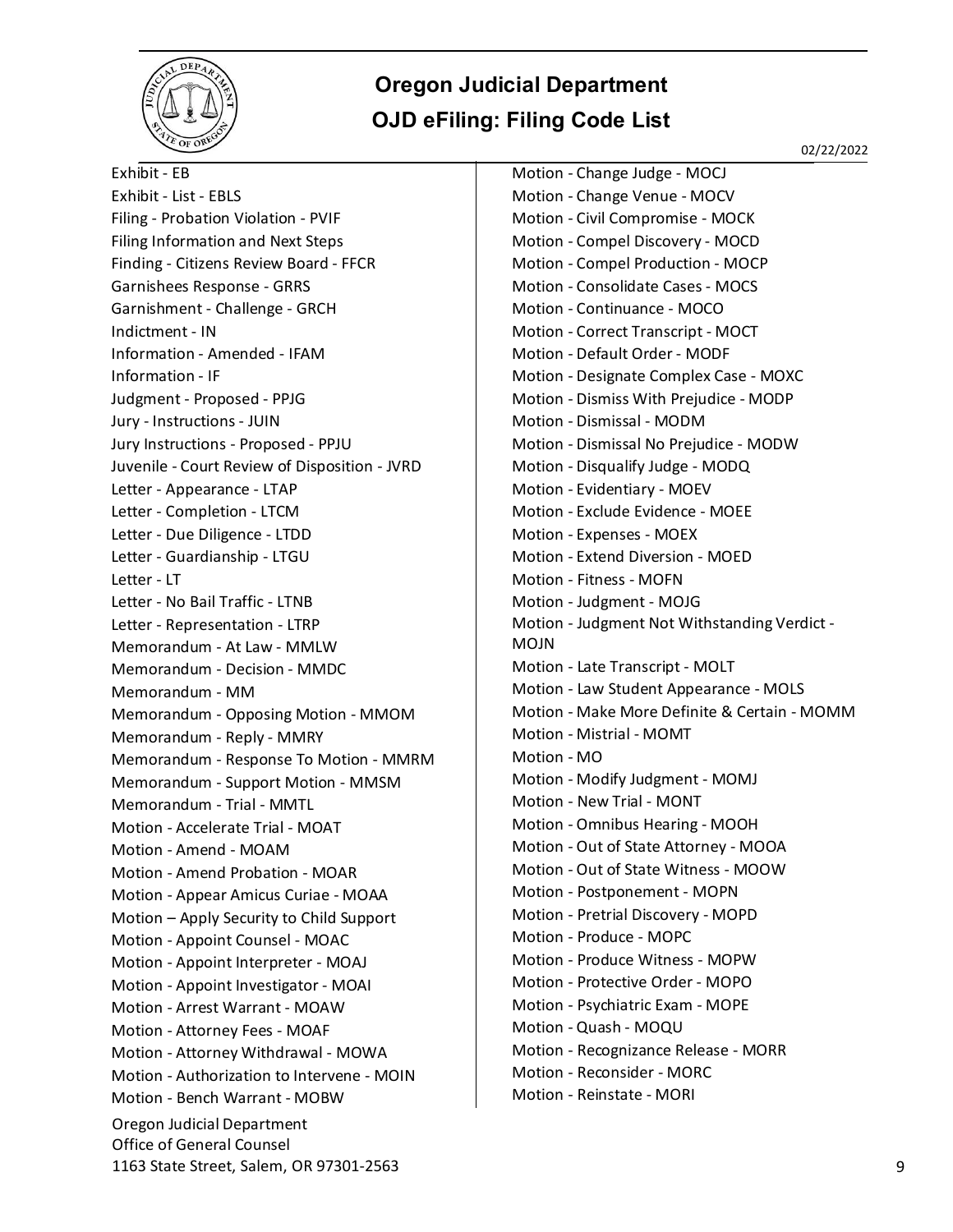# Oregon Judicial Department

## OJD eFiling: Filing Code List

02/22/2022

Exhibit - EB
Exhibit - List - EBLS
Filing - Probation Violation - PVIF
Filing Information and Next Steps
Finding - Citizens Review Board - FFCR
Garnishees Response - GRRS
Garnishment - Challenge - GRCH
Indictment - IN
Information - Amended - IFAM
Information - IF
Judgment - Proposed - PPJG
Jury - Instructions - JUIN
Jury Instructions - Proposed - PPJU
Juvenile - Court Review of Disposition - JVRD
Letter - Appearance - LTAP
Letter - Completion - LTCM
Letter - Due Diligence - LTDD
Letter - Guardianship - LTGU
Letter - LT
Letter - No Bail Traffic - LTNB
Letter - Representation - LTRP
Memorandum - At Law - MMLW
Memorandum - Decision - MMDC
Memorandum - MM
Memorandum - Opposing Motion - MMOM
Memorandum - Reply - MMRY
Memorandum - Response To Motion - MMRM
Memorandum - Support Motion - MMSM
Memorandum - Trial - MMTL
Motion - Accelerate Trial - MOAT
Motion - Amend - MOAM
Motion - Amend Probation - MOAR
Motion - Appear Amicus Curiae - MOAA
Motion – Apply Security to Child Support
Motion - Appoint Counsel - MOAC
Motion - Appoint Interpreter - MOAJ
Motion - Appoint Investigator - MOAI
Motion - Arrest Warrant - MOAW
Motion - Attorney Fees - MOAF
Motion - Attorney Withdrawal - MOWA
Motion - Authorization to Intervene - MOIN
Motion - Bench Warrant - MOBW
Motion - Change Judge - MOCJ
Motion - Change Venue - MOCV
Motion - Civil Compromise - MOCK
Motion - Compel Discovery - MOCD
Motion - Compel Production - MOCP
Motion - Consolidate Cases - MOCS
Motion - Continuance - MOCO
Motion - Correct Transcript - MOCT
Motion - Default Order - MODF
Motion - Designate Complex Case - MOXC
Motion - Dismiss With Prejudice - MODP
Motion - Dismissal - MODM
Motion - Dismissal No Prejudice - MODW
Motion - Disqualify Judge - MODQ
Motion - Evidentiary - MOEV
Motion - Exclude Evidence - MOEE
Motion - Expenses - MOEX
Motion - Extend Diversion - MOED
Motion - Fitness - MOFN
Motion - Judgment - MOJG
Motion - Judgment Not Withstanding Verdict - MOJN
Motion - Late Transcript - MOLT
Motion - Law Student Appearance - MOLS
Motion - Make More Definite & Certain - MOMM
Motion - Mistrial - MOMT
Motion - MO
Motion - Modify Judgment - MOMJ
Motion - New Trial - MONT
Motion - Omnibus Hearing - MOOH
Motion - Out of State Attorney - MOOA
Motion - Out of State Witness - MOOW
Motion - Postponement - MOPN
Motion - Pretrial Discovery - MOPD
Motion - Produce - MOPC
Motion - Produce Witness - MOPW
Motion - Protective Order - MOPO
Motion - Psychiatric Exam - MOPE
Motion - Quash - MOQU
Motion - Recognizance Release - MORR
Motion - Reconsider - MORC
Motion - Reinstate - MORI

Oregon Judicial Department
Office of General Counsel
1163 State Street, Salem, OR 97301-2563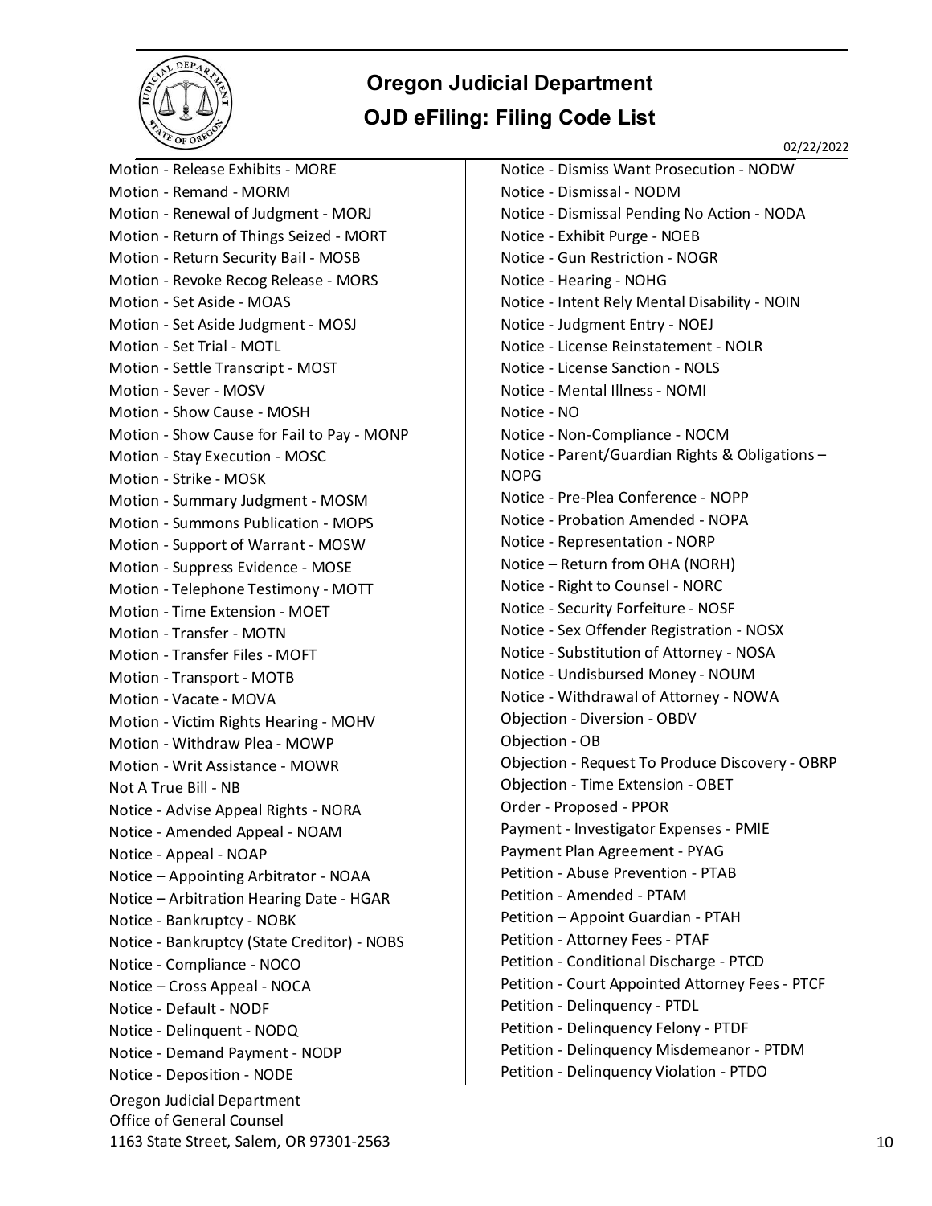# Oregon Judicial Department

## OJD eFiling: Filing Code List

02/22/2022

Motion - Release Exhibits - MORE
Motion - Remand - MORM
Motion - Renewal of Judgment - MORJ
Motion - Return of Things Seized - MORT
Motion - Return Security Bail - MOSB
Motion - Revoke Recog Release - MORS
Motion - Set Aside - MOAS
Motion - Set Aside Judgment - MOSJ
Motion - Set Trial - MOTL
Motion - Settle Transcript - MOST
Motion - Sever - MOSV
Motion - Show Cause - MOSH
Motion - Show Cause for Fail to Pay - MONP
Motion - Stay Execution - MOSC
Motion - Strike - MOSK
Motion - Summary Judgment - MOSM
Motion - Summons Publication - MOPS
Motion - Support of Warrant - MOSW
Motion - Suppress Evidence - MOSE
Motion - Telephone Testimony - MOTT
Motion - Time Extension - MOET
Motion - Transfer - MOTN
Motion - Transfer Files - MOFT
Motion - Transport - MOTB
Motion - Vacate - MOVA
Motion - Victim Rights Hearing - MOHV
Motion - Withdraw Plea - MOWP
Motion - Writ Assistance - MOWR
Not A True Bill - NB
Notice - Advise Appeal Rights - NORA
Notice - Amended Appeal - NOAM
Notice - Appeal - NOAP
Notice – Appointing Arbitrator - NOAA
Notice – Arbitration Hearing Date - HGAR
Notice - Bankruptcy - NOBK
Notice - Bankruptcy (State Creditor) - NOBS
Notice - Compliance - NOCO
Notice – Cross Appeal - NOCA
Notice - Default - NODF
Notice - Delinquent - NODQ
Notice - Demand Payment - NODP
Notice - Deposition - NODE
Notice - Dismiss Want Prosecution - NODW
Notice - Dismissal - NODM
Notice - Dismissal Pending No Action - NODA
Notice - Exhibit Purge - NOEB
Notice - Gun Restriction - NOGR
Notice - Hearing - NOHG
Notice - Intent Rely Mental Disability - NOIN
Notice - Judgment Entry - NOEJ
Notice - License Reinstatement - NOLR
Notice - License Sanction - NOLS
Notice - Mental Illness - NOMI
Notice - NO
Notice - Non-Compliance - NOCM
Notice - Parent/Guardian Rights & Obligations – NOPG
Notice - Pre-Plea Conference - NOPP
Notice - Probation Amended - NOPA
Notice - Representation - NORP
Notice – Return from OHA (NORH)
Notice - Right to Counsel - NORC
Notice - Security Forfeiture - NOSF
Notice - Sex Offender Registration - NOSX
Notice - Substitution of Attorney - NOSA
Notice - Undisbursed Money - NOUM
Notice - Withdrawal of Attorney - NOWA
Objection - Diversion - OBDV
Objection - OB
Objection - Request To Produce Discovery - OBRP
Objection - Time Extension - OBET
Order - Proposed - PPOR
Payment - Investigator Expenses - PMIE
Payment Plan Agreement - PYAG
Petition - Abuse Prevention - PTAB
Petition - Amended - PTAM
Petition – Appoint Guardian - PTAH
Petition - Attorney Fees - PTAF
Petition - Conditional Discharge - PTCD
Petition - Court Appointed Attorney Fees - PTCF
Petition - Delinquency - PTDL
Petition - Delinquency Felony - PTDF
Petition - Delinquency Misdemeanor - PTDM
Petition - Delinquency Violation - PTDO

Oregon Judicial Department
Office of General Counsel
1163 State Street, Salem, OR 97301-2563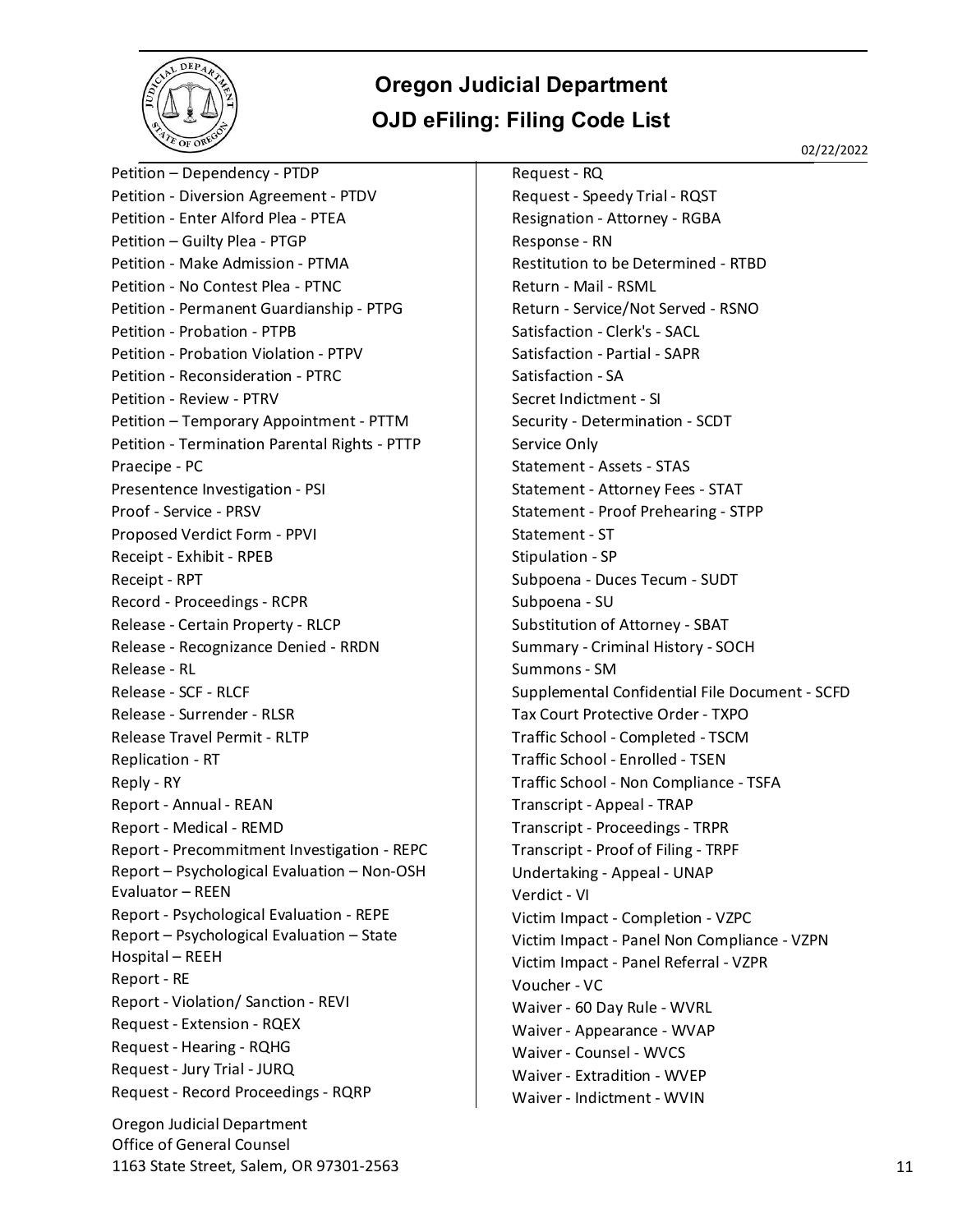# Oregon Judicial Department

## OJD eFiling: Filing Code List

02/22/2022

Petition – Dependency - PTDP
Petition - Diversion Agreement - PTDV
Petition - Enter Alford Plea - PTEA
Petition – Guilty Plea - PTGP
Petition - Make Admission - PTMA
Petition - No Contest Plea - PTNC
Petition - Permanent Guardianship - PTPG
Petition - Probation - PTPB
Petition - Probation Violation - PTPV
Petition - Reconsideration - PTRC
Petition - Review - PTRV
Petition – Temporary Appointment - PTTM
Petition - Termination Parental Rights - PTTP
Praecipe - PC
Presentence Investigation - PSI
Proof - Service - PRSV
Proposed Verdict Form - PPVI
Receipt - Exhibit - RPEB
Receipt - RPT
Record - Proceedings - RCPR
Release - Certain Property - RLCP
Release - Recognizance Denied - RRDN
Release - RL
Release - SCF - RLCF
Release - Surrender - RLSR
Release Travel Permit - RLTP
Replication - RT
Reply - RY
Report - Annual - REAN
Report - Medical - REMD
Report - Precommitment Investigation - REPC
Report – Psychological Evaluation – Non-OSH Evaluator – REEN
Report - Psychological Evaluation - REPE
Report – Psychological Evaluation – State Hospital – REEH
Report - RE
Report - Violation/ Sanction - REVI
Request - Extension - RQEX
Request - Hearing - RQHG
Request - Jury Trial - JURQ
Request - Record Proceedings - RQRP
Request - RQ
Request - Speedy Trial - RQST
Resignation - Attorney - RGBA
Response - RN
Restitution to be Determined - RTBD
Return - Mail - RSML
Return - Service/Not Served - RSNO
Satisfaction - Clerk's - SACL
Satisfaction - Partial - SAPR
Satisfaction - SA
Secret Indictment - SI
Security - Determination - SCDT
Service Only
Statement - Assets - STAS
Statement - Attorney Fees - STAT
Statement - Proof Prehearing - STPP
Statement - ST
Stipulation - SP
Subpoena - Duces Tecum - SUDT
Subpoena - SU
Substitution of Attorney - SBAT
Summary - Criminal History - SOCH
Summons - SM
Supplemental Confidential File Document - SCFD
Tax Court Protective Order - TXPO
Traffic School - Completed - TSCM
Traffic School - Enrolled - TSEN
Traffic School - Non Compliance - TSFA
Transcript - Appeal - TRAP
Transcript - Proceedings - TRPR
Transcript - Proof of Filing - TRPF
Undertaking - Appeal - UNAP
Verdict - VI
Victim Impact - Completion - VZPC
Victim Impact - Panel Non Compliance - VZPN
Victim Impact - Panel Referral - VZPR
Voucher - VC
Waiver - 60 Day Rule - WVRL
Waiver - Appearance - WVAP
Waiver - Counsel - WVCS
Waiver - Extradition - WVEP
Waiver - Indictment - WVIN

Oregon Judicial Department
Office of General Counsel
1163 State Street, Salem, OR 97301-2563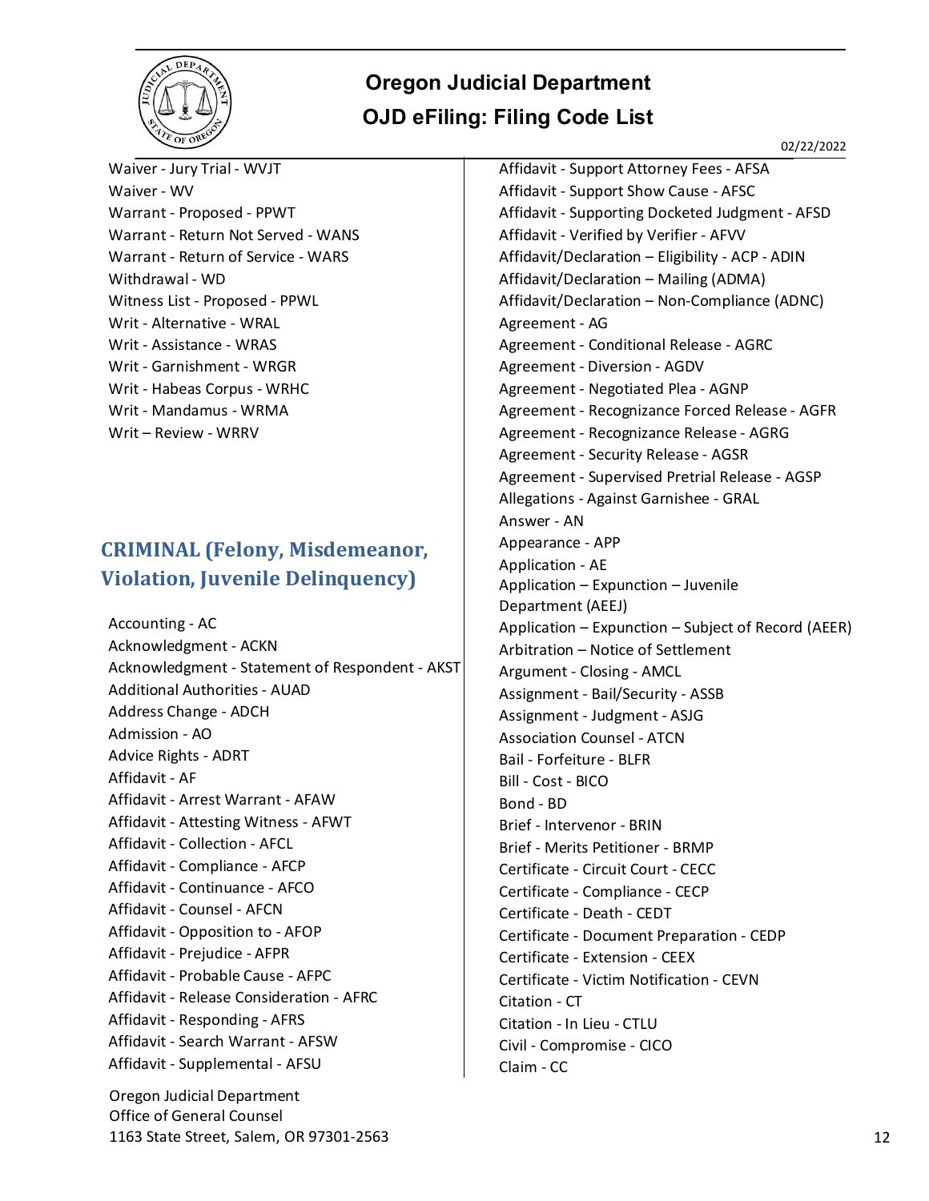Waiver - Jury Trial - WVJT
Waiver - WV
Warrant - Proposed - PPWT
Warrant - Return Not Served - WANS
Warrant - Return of Service - WARS
Withdrawal - WD
Witness List - Proposed - PPWL
Writ - Alternative - WRAL
Writ - Assistance - WRAS
Writ - Garnishment - WRGR
Writ - Habeas Corpus - WRHC
Writ - Mandamus - WRMA
Writ – Review - WRRV

## CRIMINAL (Felony, Misdemeanor, Violation, Juvenile Delinquency)

Accounting - AC
Acknowledgment - ACKN
Acknowledgment - Statement of Respondent - AKST
Additional Authorities - AUAD
Address Change - ADCH
Admission - AO
Advice Rights - ADRT
Affidavit - AF
Affidavit - Arrest Warrant - AFAW
Affidavit - Attesting Witness - AFWT
Affidavit - Collection - AFCL
Affidavit - Compliance - AFCP
Affidavit - Continuance - AFCO
Affidavit - Counsel - AFCN
Affidavit - Opposition to - AFOP
Affidavit - Prejudice - AFPR
Affidavit - Probable Cause - AFPC
Affidavit - Release Consideration - AFRC
Affidavit - Responding - AFRS
Affidavit - Search Warrant - AFSW
Affidavit - Supplemental - AFSU
Affidavit - Support Attorney Fees - AFSA
Affidavit - Support Show Cause - AFSC
Affidavit - Supporting Docketed Judgment - AFSD
Affidavit - Verified by Verifier - AFVV
Affidavit/Declaration – Eligibility - ACP - ADIN
Affidavit/Declaration – Mailing (ADMA)
Affidavit/Declaration – Non-Compliance (ADNC)
Agreement - AG
Agreement - Conditional Release - AGRC
Agreement - Diversion - AGDV
Agreement - Negotiated Plea - AGNP
Agreement - Recognizance Forced Release - AGFR
Agreement - Recognizance Release - AGRG
Agreement - Security Release - AGSR
Agreement - Supervised Pretrial Release - AGSP
Allegations - Against Garnishee - GRAL
Answer - AN
Appearance - APP
Application - AE
Application – Expunction – Juvenile Department (AEEJ)
Application – Expunction – Subject of Record (AEER)
Arbitration – Notice of Settlement
Argument - Closing - AMCL
Assignment - Bail/Security - ASSB
Assignment - Judgment - ASJG
Association Counsel - ATCN
Bail - Forfeiture - BLFR
Bill - Cost - BICO
Bond - BD
Brief - Intervenor - BRIN
Brief - Merits Petitioner - BRMP
Certificate - Circuit Court - CECC
Certificate - Compliance - CECP
Certificate - Death - CEDT
Certificate - Document Preparation - CEDP
Certificate - Extension - CEEX
Certificate - Victim Notification - CEVN
Citation - CT
Citation - In Lieu - CTLU
Civil - Compromise - CICO
Claim - CC

Oregon Judicial Department
Office of General Counsel
1163 State Street, Salem, OR 97301-2563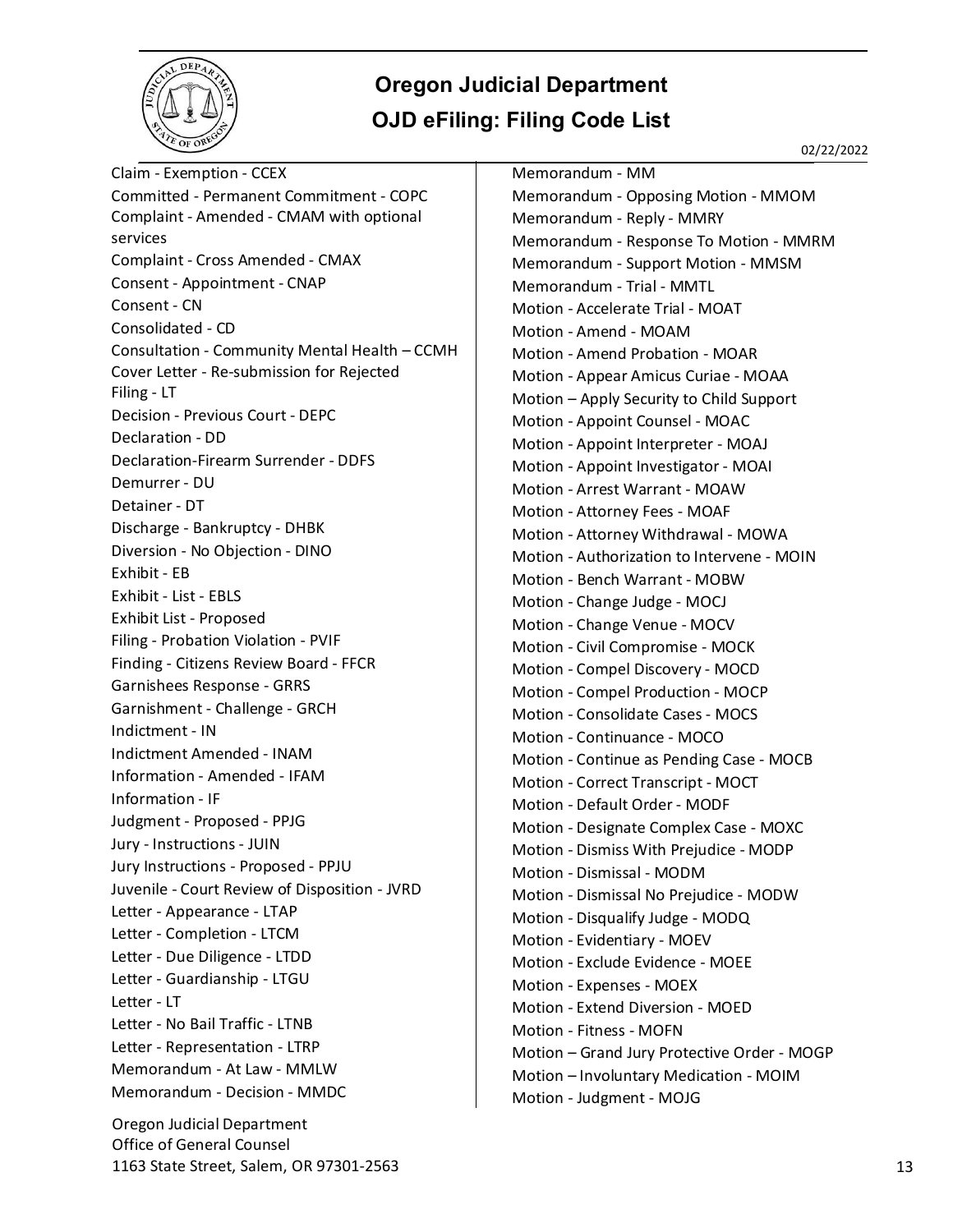# Oregon Judicial Department

## OJD eFiling: Filing Code List

02/22/2022

Claim - Exemption - CCEX
Committed - Permanent Commitment - COPC
Complaint - Amended - CMAM with optional services
Complaint - Cross Amended - CMAX
Consent - Appointment - CNAP
Consent - CN
Consolidated - CD
Consultation - Community Mental Health – CCMH
Cover Letter - Re-submission for Rejected Filing - LT
Decision - Previous Court - DEPC
Declaration - DD
Declaration-Firearm Surrender - DDFS
Demurrer - DU
Detainer - DT
Discharge - Bankruptcy - DHBK
Diversion - No Objection - DINO
Exhibit - EB
Exhibit - List - EBLS
Exhibit List - Proposed
Filing - Probation Violation - PVIF
Finding - Citizens Review Board - FFCR
Garnishees Response - GRRS
Garnishment - Challenge - GRCH
Indictment - IN
Indictment Amended - INAM
Information - Amended - IFAM
Information - IF
Judgment - Proposed - PPJG
Jury - Instructions - JUIN
Jury Instructions - Proposed - PPJU
Juvenile - Court Review of Disposition - JVRD
Letter - Appearance - LTAP
Letter - Completion - LTCM
Letter - Due Diligence - LTDD
Letter - Guardianship - LTGU
Letter - LT
Letter - No Bail Traffic - LTNB
Letter - Representation - LTRP
Memorandum - At Law - MMLW
Memorandum - Decision - MMDC
Memorandum - MM
Memorandum - Opposing Motion - MMOM
Memorandum - Reply - MMRY
Memorandum - Response To Motion - MMRM
Memorandum - Support Motion - MMSM
Memorandum - Trial - MMTL
Motion - Accelerate Trial - MOAT
Motion - Amend - MOAM
Motion - Amend Probation - MOAR
Motion - Appear Amicus Curiae - MOAA
Motion – Apply Security to Child Support
Motion - Appoint Counsel - MOAC
Motion - Appoint Interpreter - MOAJ
Motion - Appoint Investigator - MOAI
Motion - Arrest Warrant - MOAW
Motion - Attorney Fees - MOAF
Motion - Attorney Withdrawal - MOWA
Motion - Authorization to Intervene - MOIN
Motion - Bench Warrant - MOBW
Motion - Change Judge - MOCJ
Motion - Change Venue - MOCV
Motion - Civil Compromise - MOCK
Motion - Compel Discovery - MOCD
Motion - Compel Production - MOCP
Motion - Consolidate Cases - MOCS
Motion - Continuance - MOCO
Motion - Continue as Pending Case - MOCB
Motion - Correct Transcript - MOCT
Motion - Default Order - MODF
Motion - Designate Complex Case - MOXC
Motion - Dismiss With Prejudice - MODP
Motion - Dismissal - MODM
Motion - Dismissal No Prejudice - MODW
Motion - Disqualify Judge - MODQ
Motion - Evidentiary - MOEV
Motion - Exclude Evidence - MOEE
Motion - Expenses - MOEX
Motion - Extend Diversion - MOED
Motion - Fitness - MOFN
Motion – Grand Jury Protective Order - MOGP
Motion – Involuntary Medication - MOIM
Motion - Judgment - MOJG

Oregon Judicial Department
Office of General Counsel
1163 State Street, Salem, OR 97301-2563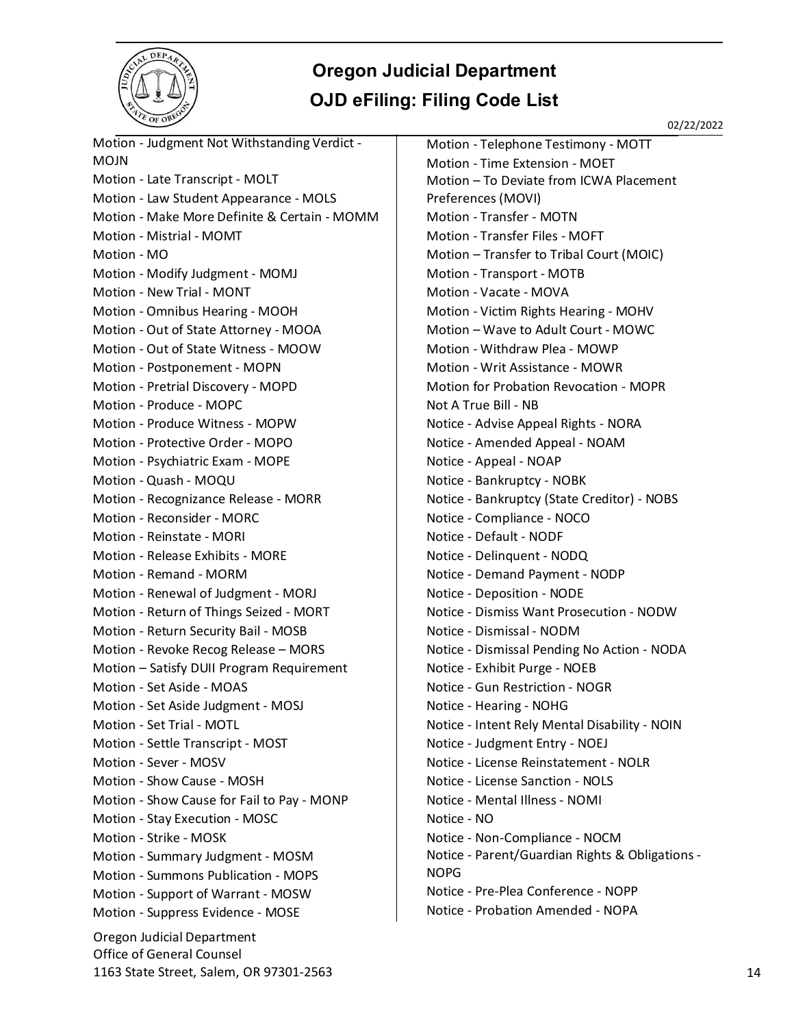Motion - Judgment Not Withstanding Verdict - MOJN
Motion - Late Transcript - MOLT
Motion - Law Student Appearance - MOLS
Motion - Make More Definite & Certain - MOMM
Motion - Mistrial - MOMT
Motion - MO
Motion - Modify Judgment - MOMJ
Motion - New Trial - MONT
Motion - Omnibus Hearing - MOOH
Motion - Out of State Attorney - MOOA
Motion - Out of State Witness - MOOW
Motion - Postponement - MOPN
Motion - Pretrial Discovery - MOPD
Motion - Produce - MOPC
Motion - Produce Witness - MOPW
Motion - Protective Order - MOPO
Motion - Psychiatric Exam - MOPE
Motion - Quash - MOQU
Motion - Recognizance Release - MORR
Motion - Reconsider - MORC
Motion - Reinstate - MORI
Motion - Release Exhibits - MORE
Motion - Remand - MORM
Motion - Renewal of Judgment - MORJ
Motion - Return of Things Seized - MORT
Motion - Return Security Bail - MOSB
Motion - Revoke Recog Release – MORS
Motion – Satisfy DUII Program Requirement
Motion - Set Aside - MOAS
Motion - Set Aside Judgment - MOSJ
Motion - Set Trial - MOTL
Motion - Settle Transcript - MOST
Motion - Sever - MOSV
Motion - Show Cause - MOSH
Motion - Show Cause for Fail to Pay - MONP
Motion - Stay Execution - MOSC
Motion - Strike - MOSK
Motion - Summary Judgment - MOSM
Motion - Summons Publication - MOPS
Motion - Support of Warrant - MOSW
Motion - Suppress Evidence - MOSE
Motion - Telephone Testimony - MOTT
Motion - Time Extension - MOET
Motion – To Deviate from ICWA Placement Preferences (MOVI)
Motion - Transfer - MOTN
Motion - Transfer Files - MOFT
Motion – Transfer to Tribal Court (MOIC)
Motion - Transport - MOTB
Motion - Vacate - MOVA
Motion - Victim Rights Hearing - MOHV
Motion – Wave to Adult Court - MOWC
Motion - Withdraw Plea - MOWP
Motion - Writ Assistance - MOWR
Motion for Probation Revocation - MOPR
Not A True Bill - NB
Notice - Advise Appeal Rights - NORA
Notice - Amended Appeal - NOAM
Notice - Appeal - NOAP
Notice - Bankruptcy - NOBK
Notice - Bankruptcy (State Creditor) - NOBS
Notice - Compliance - NOCO
Notice - Default - NODF
Notice - Delinquent - NODQ
Notice - Demand Payment - NODP
Notice - Deposition - NODE
Notice - Dismiss Want Prosecution - NODW
Notice - Dismissal - NODM
Notice - Dismissal Pending No Action - NODA
Notice - Exhibit Purge - NOEB
Notice - Gun Restriction - NOGR
Notice - Hearing - NOHG
Notice - Intent Rely Mental Disability - NOIN
Notice - Judgment Entry - NOEJ
Notice - License Reinstatement - NOLR
Notice - License Sanction - NOLS
Notice - Mental Illness - NOMI
Notice - NO
Notice - Non-Compliance - NOCM
Notice - Parent/Guardian Rights & Obligations - NOPG
Notice - Pre-Plea Conference - NOPP
Notice - Probation Amended - NOPA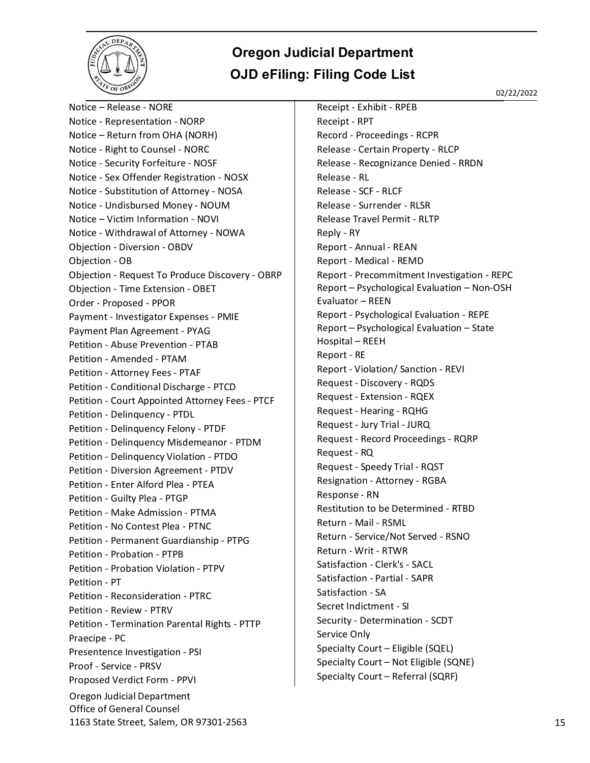Notice – Release - NORE
Notice - Representation - NORP
Notice – Return from OHA (NORH)
Notice - Right to Counsel - NORC
Notice - Security Forfeiture - NOSF
Notice - Sex Offender Registration - NOSX
Notice - Substitution of Attorney - NOSA
Notice - Undisbursed Money - NOUM
Notice – Victim Information - NOVI
Notice - Withdrawal of Attorney - NOWA
Objection - Diversion - OBDV
Objection - OB
Objection - Request To Produce Discovery - OBRP
Objection - Time Extension - OBET
Order - Proposed - PPOR
Payment - Investigator Expenses - PMIE
Payment Plan Agreement - PYAG
Petition - Abuse Prevention - PTAB
Petition - Amended - PTAM
Petition - Attorney Fees - PTAF
Petition - Conditional Discharge - PTCD
Petition - Court Appointed Attorney Fees - PTCF
Petition - Delinquency - PTDL
Petition - Delinquency Felony - PTDF
Petition - Delinquency Misdemeanor - PTDM
Petition - Delinquency Violation - PTDO
Petition - Diversion Agreement - PTDV
Petition - Enter Alford Plea - PTEA
Petition - Guilty Plea - PTGP
Petition - Make Admission - PTMA
Petition - No Contest Plea - PTNC
Petition - Permanent Guardianship - PTPG
Petition - Probation - PTPB
Petition - Probation Violation - PTPV
Petition - PT
Petition - Reconsideration - PTRC
Petition - Review - PTRV
Petition - Termination Parental Rights - PTTP
Praecipe - PC
Presentence Investigation - PSI
Proof - Service - PRSV
Proposed Verdict Form - PPVI
Receipt - Exhibit - RPEB
Receipt - RPT
Record - Proceedings - RCPR
Release - Certain Property - RLCP
Release - Recognizance Denied - RRDN
Release - RL
Release - SCF - RLCF
Release - Surrender - RLSR
Release Travel Permit - RLTP
Reply - RY
Report - Annual - REAN
Report - Medical - REMD
Report - Precommitment Investigation - REPC
Report – Psychological Evaluation – Non-OSH Evaluator – REEN
Report - Psychological Evaluation - REPE
Report – Psychological Evaluation – State Hospital – REEH
Report - RE
Report - Violation/ Sanction - REVI
Request - Discovery - RQDS
Request - Extension - RQEX
Request - Hearing - RQHG
Request - Jury Trial - JURQ
Request - Record Proceedings - RQRP
Request - RQ
Request - Speedy Trial - RQST
Resignation - Attorney - RGBA
Response - RN
Restitution to be Determined - RTBD
Return - Mail - RSML
Return - Service/Not Served - RSNO
Return - Writ - RTWR
Satisfaction - Clerk's - SACL
Satisfaction - Partial - SAPR
Satisfaction - SA
Secret Indictment - SI
Security - Determination - SCDT
Service Only
Specialty Court – Eligible (SQEL)
Specialty Court – Not Eligible (SQNE)
Specialty Court – Referral (SQRF)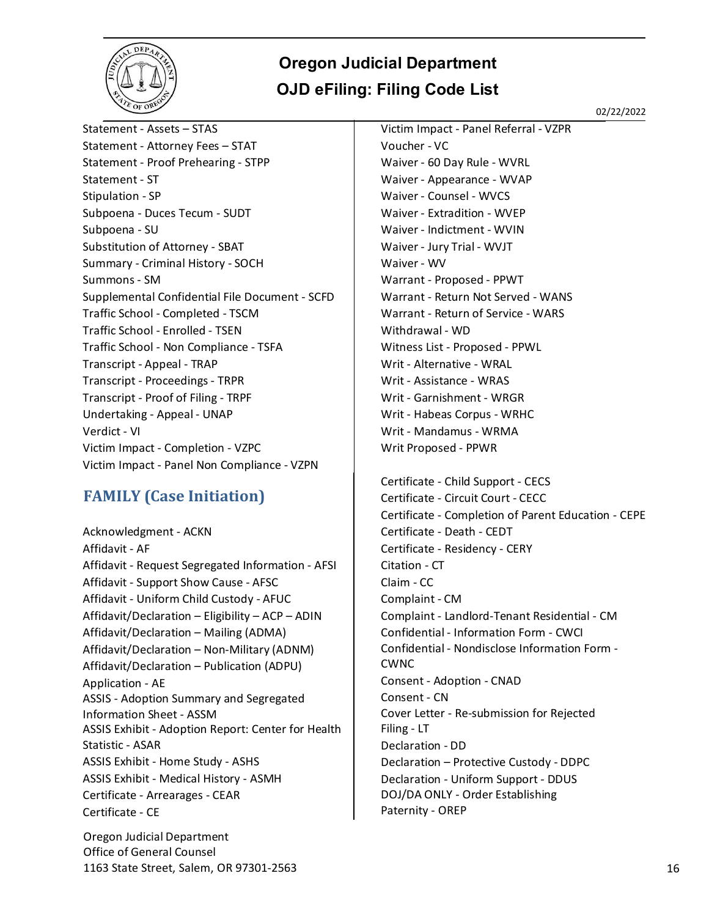Statement - Assets – STAS
Statement - Attorney Fees – STAT
Statement - Proof Prehearing - STPP
Statement - ST
Stipulation - SP
Subpoena - Duces Tecum - SUDT
Subpoena - SU
Substitution of Attorney - SBAT
Summary - Criminal History - SOCH
Summons - SM
Supplemental Confidential File Document - SCFD
Traffic School - Completed - TSCM
Traffic School - Enrolled - TSEN
Traffic School - Non Compliance - TSFA
Transcript - Appeal - TRAP
Transcript - Proceedings - TRPR
Transcript - Proof of Filing - TRPF
Undertaking - Appeal - UNAP
Verdict - VI
Victim Impact - Completion - VZPC
Victim Impact - Panel Non Compliance - VZPN
Victim Impact - Panel Referral - VZPR
Voucher - VC
Waiver - 60 Day Rule - WVRL
Waiver - Appearance - WVAP
Waiver - Counsel - WVCS
Waiver - Extradition - WVEP
Waiver - Indictment - WVIN
Waiver - Jury Trial - WVJT
Waiver - WV
Warrant - Proposed - PPWT
Warrant - Return Not Served - WANS
Warrant - Return of Service - WARS
Withdrawal - WD
Witness List - Proposed - PPWL
Writ - Alternative - WRAL
Writ - Assistance - WRAS
Writ - Garnishment - WRGR
Writ - Habeas Corpus - WRHC
Writ - Mandamus - WRMA
Writ Proposed - PPWR

## FAMILY (Case Initiation)

Acknowledgment - ACKN
Affidavit - AF
Affidavit - Request Segregated Information - AFSI
Affidavit - Support Show Cause - AFSC
Affidavit - Uniform Child Custody - AFUC
Affidavit/Declaration – Eligibility – ACP – ADIN
Affidavit/Declaration – Mailing (ADMA)
Affidavit/Declaration – Non-Military (ADNM)
Affidavit/Declaration – Publication (ADPU)
Application - AE
ASSIS - Adoption Summary and Segregated Information Sheet - ASSM
ASSIS Exhibit - Adoption Report: Center for Health Statistic - ASAR
ASSIS Exhibit - Home Study - ASHS
ASSIS Exhibit - Medical History - ASMH
Certificate - Arrearages - CEAR
Certificate - CE
Certificate - Child Support - CECS
Certificate - Circuit Court - CECC
Certificate - Completion of Parent Education - CEPE
Certificate - Death - CEDT
Certificate - Residency - CERY
Citation - CT
Claim - CC
Complaint - CM
Complaint - Landlord-Tenant Residential - CM
Confidential - Information Form - CWCI
Confidential - Nondisclose Information Form - CWNC
Consent - Adoption - CNAD
Consent - CN
Cover Letter - Re-submission for Rejected Filing - LT
Declaration - DD
Declaration – Protective Custody - DDPC
Declaration - Uniform Support - DDUS
DOJ/DA ONLY - Order Establishing Paternity - OREP

Oregon Judicial Department
Office of General Counsel
1163 State Street, Salem, OR 97301-2563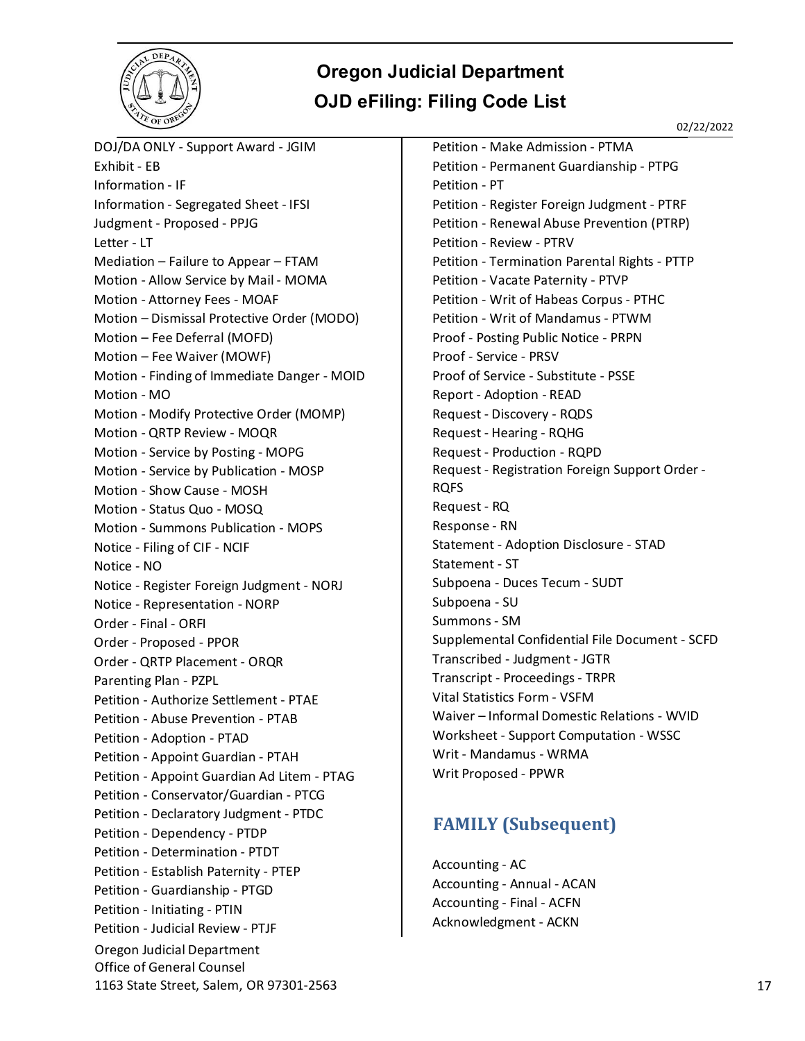DOJ/DA ONLY - Support Award - JGIM
Exhibit - EB
Information - IF
Information - Segregated Sheet - IFSI
Judgment - Proposed - PPJG
Letter - LT
Mediation – Failure to Appear – FTAM
Motion - Allow Service by Mail - MOMA
Motion - Attorney Fees - MOAF
Motion – Dismissal Protective Order (MODO)
Motion – Fee Deferral (MOFD)
Motion – Fee Waiver (MOWF)
Motion - Finding of Immediate Danger - MOID
Motion - MO
Motion - Modify Protective Order (MOMP)
Motion - QRTP Review - MOQR
Motion - Service by Posting - MOPG
Motion - Service by Publication - MOSP
Motion - Show Cause - MOSH
Motion - Status Quo - MOSQ
Motion - Summons Publication - MOPS
Notice - Filing of CIF - NCIF
Notice - NO
Notice - Register Foreign Judgment - NORJ
Notice - Representation - NORP
Order - Final - ORFI
Order - Proposed - PPOR
Order - QRTP Placement - ORQR
Parenting Plan - PZPL
Petition - Authorize Settlement - PTAE
Petition - Abuse Prevention - PTAB
Petition - Adoption - PTAD
Petition - Appoint Guardian - PTAH
Petition - Appoint Guardian Ad Litem - PTAG
Petition - Conservator/Guardian - PTCG
Petition - Declaratory Judgment - PTDC
Petition - Dependency - PTDP
Petition - Determination - PTDT
Petition - Establish Paternity - PTEP
Petition - Guardianship - PTGD
Petition - Initiating - PTIN
Petition - Judicial Review - PTJF
Petition - Make Admission - PTMA
Petition - Permanent Guardianship - PTPG
Petition - PT
Petition - Register Foreign Judgment - PTRF
Petition - Renewal Abuse Prevention (PTRP)
Petition - Review - PTRV
Petition - Termination Parental Rights - PTTP
Petition - Vacate Paternity - PTVP
Petition - Writ of Habeas Corpus - PTHC
Petition - Writ of Mandamus - PTWM
Proof - Posting Public Notice - PRPN
Proof - Service - PRSV
Proof of Service - Substitute - PSSE
Report - Adoption - READ
Request - Discovery - RQDS
Request - Hearing - RQHG
Request - Production - RQPD
Request - Registration Foreign Support Order - RQFS
Request - RQ
Response - RN
Statement - Adoption Disclosure - STAD
Statement - ST
Subpoena - Duces Tecum - SUDT
Subpoena - SU
Summons - SM
Supplemental Confidential File Document - SCFD
Transcribed - Judgment - JGTR
Transcript - Proceedings - TRPR
Vital Statistics Form - VSFM
Waiver – Informal Domestic Relations - WVID
Worksheet - Support Computation - WSSC
Writ - Mandamus - WRMA
Writ Proposed - PPWR

## FAMILY (Subsequent)

Accounting - AC
Accounting - Annual - ACAN
Accounting - Final - ACFN
Acknowledgment - ACKN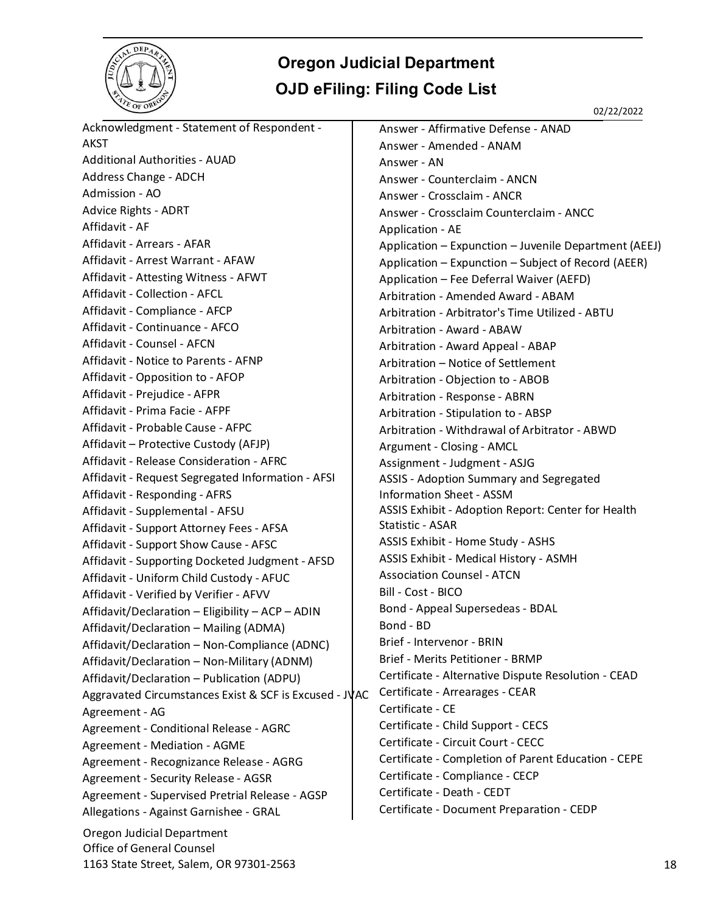# Oregon Judicial Department

## OJD eFiling: Filing Code List

02/22/2022

Acknowledgment - Statement of Respondent - AKST
Additional Authorities - AUAD
Address Change - ADCH
Admission - AO
Advice Rights - ADRT
Affidavit - AF
Affidavit - Arrears - AFAR
Affidavit - Arrest Warrant - AFAW
Affidavit - Attesting Witness - AFWT
Affidavit - Collection - AFCL
Affidavit - Compliance - AFCP
Affidavit - Continuance - AFCO
Affidavit - Counsel - AFCN
Affidavit - Notice to Parents - AFNP
Affidavit - Opposition to - AFOP
Affidavit - Prejudice - AFPR
Affidavit - Prima Facie - AFPF
Affidavit - Probable Cause - AFPC
Affidavit – Protective Custody (AFJP)
Affidavit - Release Consideration - AFRC
Affidavit - Request Segregated Information - AFSI
Affidavit - Responding - AFRS
Affidavit - Supplemental - AFSU
Affidavit - Support Attorney Fees - AFSA
Affidavit - Support Show Cause - AFSC
Affidavit - Supporting Docketed Judgment - AFSD
Affidavit - Uniform Child Custody - AFUC
Affidavit - Verified by Verifier - AFVV
Affidavit/Declaration – Eligibility – ACP – ADIN
Affidavit/Declaration – Mailing (ADMA)
Affidavit/Declaration – Non-Compliance (ADNC)
Affidavit/Declaration – Non-Military (ADNM)
Affidavit/Declaration – Publication (ADPU)
Aggravated Circumstances Exist & SCF is Excused - JVAC
Agreement - AG
Agreement - Conditional Release - AGRC
Agreement - Mediation - AGME
Agreement - Recognizance Release - AGRG
Agreement - Security Release - AGSR
Agreement - Supervised Pretrial Release - AGSP
Allegations - Against Garnishee - GRAL

Answer - Affirmative Defense - ANAD
Answer - Amended - ANAM
Answer - AN
Answer - Counterclaim - ANCN
Answer - Crossclaim - ANCR
Answer - Crossclaim Counterclaim - ANCC
Application - AE
Application – Expunction – Juvenile Department (AEEJ)
Application – Expunction – Subject of Record (AEER)
Application – Fee Deferral Waiver (AEFD)
Arbitration - Amended Award - ABAM
Arbitration - Arbitrator's Time Utilized - ABTU
Arbitration - Award - ABAW
Arbitration - Award Appeal - ABAP
Arbitration – Notice of Settlement
Arbitration - Objection to - ABOB
Arbitration - Response - ABRN
Arbitration - Stipulation to - ABSP
Arbitration - Withdrawal of Arbitrator - ABWD
Argument - Closing - AMCL
Assignment - Judgment - ASJG
ASSIS - Adoption Summary and Segregated Information Sheet - ASSM
ASSIS Exhibit - Adoption Report: Center for Health Statistic - ASAR
ASSIS Exhibit - Home Study - ASHS
ASSIS Exhibit - Medical History - ASMH
Association Counsel - ATCN
Bill - Cost - BICO
Bond - Appeal Supersedeas - BDAL
Bond - BD
Brief - Intervenor - BRIN
Brief - Merits Petitioner - BRMP
Certificate - Alternative Dispute Resolution - CEAD
Certificate - Arrearages - CEAR
Certificate - CE
Certificate - Child Support - CECS
Certificate - Circuit Court - CECC
Certificate - Completion of Parent Education - CEPE
Certificate - Compliance - CECP
Certificate - Death - CEDT
Certificate - Document Preparation - CEDP

Oregon Judicial Department
Office of General Counsel
1163 State Street, Salem, OR 97301-2563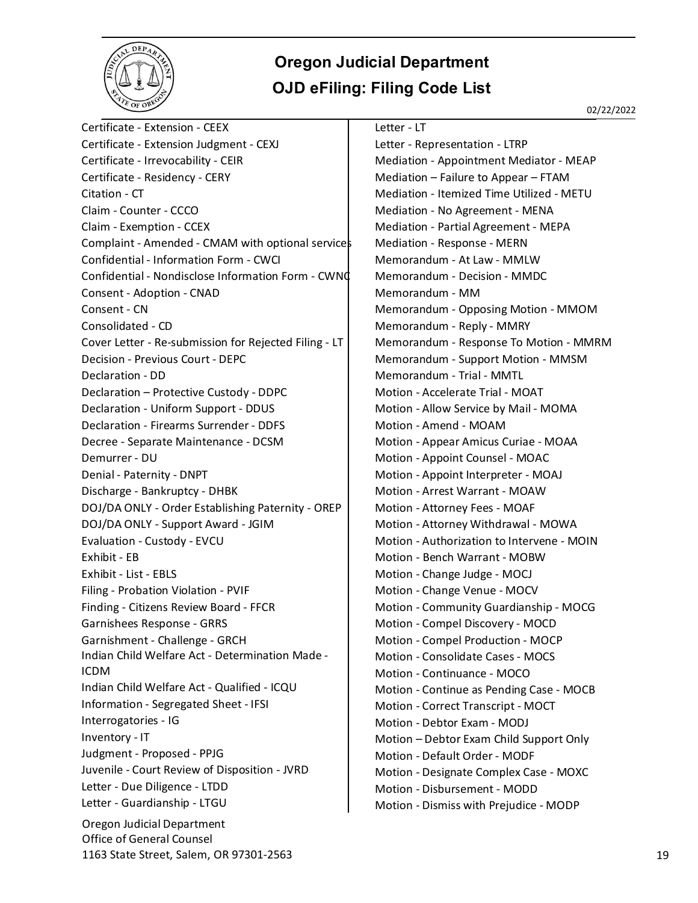# Oregon Judicial Department

## OJD eFiling: Filing Code List

02/22/2022

Certificate - Extension - CEEX
Certificate - Extension Judgment - CEXJ
Certificate - Irrevocability - CEIR
Certificate - Residency - CERY
Citation - CT
Claim - Counter - CCCO
Claim - Exemption - CCEX
Complaint - Amended - CMAM with optional services
Confidential - Information Form - CWCI
Confidential - Nondisclose Information Form - CWNC
Consent - Adoption - CNAD
Consent - CN
Consolidated - CD
Cover Letter - Re-submission for Rejected Filing - LT
Decision - Previous Court - DEPC
Declaration - DD
Declaration – Protective Custody - DDPC
Declaration - Uniform Support - DDUS
Declaration - Firearms Surrender - DDFS
Decree - Separate Maintenance - DCSM
Demurrer - DU
Denial - Paternity - DNPT
Discharge - Bankruptcy - DHBK
DOJ/DA ONLY - Order Establishing Paternity - OREP
DOJ/DA ONLY - Support Award - JGIM
Evaluation - Custody - EVCU
Exhibit - EB
Exhibit - List - EBLS
Filing - Probation Violation - PVIF
Finding - Citizens Review Board - FFCR
Garnishees Response - GRRS
Garnishment - Challenge - GRCH
Indian Child Welfare Act - Determination Made - ICDM
Indian Child Welfare Act - Qualified - ICQU
Information - Segregated Sheet - IFSI
Interrogatories - IG
Inventory - IT
Judgment - Proposed - PPJG
Juvenile - Court Review of Disposition - JVRD
Letter - Due Diligence - LTDD
Letter - Guardianship - LTGU
Letter - LT
Letter - Representation - LTRP
Mediation - Appointment Mediator - MEAP
Mediation – Failure to Appear – FTAM
Mediation - Itemized Time Utilized - METU
Mediation - No Agreement - MENA
Mediation - Partial Agreement - MEPA
Mediation - Response - MERN
Memorandum - At Law - MMLW
Memorandum - Decision - MMDC
Memorandum - MM
Memorandum - Opposing Motion - MMOM
Memorandum - Reply - MMRY
Memorandum - Response To Motion - MMRM
Memorandum - Support Motion - MMSM
Memorandum - Trial - MMTL
Motion - Accelerate Trial - MOAT
Motion - Allow Service by Mail - MOMA
Motion - Amend - MOAM
Motion - Appear Amicus Curiae - MOAA
Motion - Appoint Counsel - MOAC
Motion - Appoint Interpreter - MOAJ
Motion - Arrest Warrant - MOAW
Motion - Attorney Fees - MOAF
Motion - Attorney Withdrawal - MOWA
Motion - Authorization to Intervene - MOIN
Motion - Bench Warrant - MOBW
Motion - Change Judge - MOCJ
Motion - Change Venue - MOCV
Motion - Community Guardianship - MOCG
Motion - Compel Discovery - MOCD
Motion - Compel Production - MOCP
Motion - Consolidate Cases - MOCS
Motion - Continuance - MOCO
Motion - Continue as Pending Case - MOCB
Motion - Correct Transcript - MOCT
Motion - Debtor Exam - MODJ
Motion – Debtor Exam Child Support Only
Motion - Default Order - MODF
Motion - Designate Complex Case - MOXC
Motion - Disbursement - MODD
Motion - Dismiss with Prejudice - MODP

Oregon Judicial Department
Office of General Counsel
1163 State Street, Salem, OR 97301-2563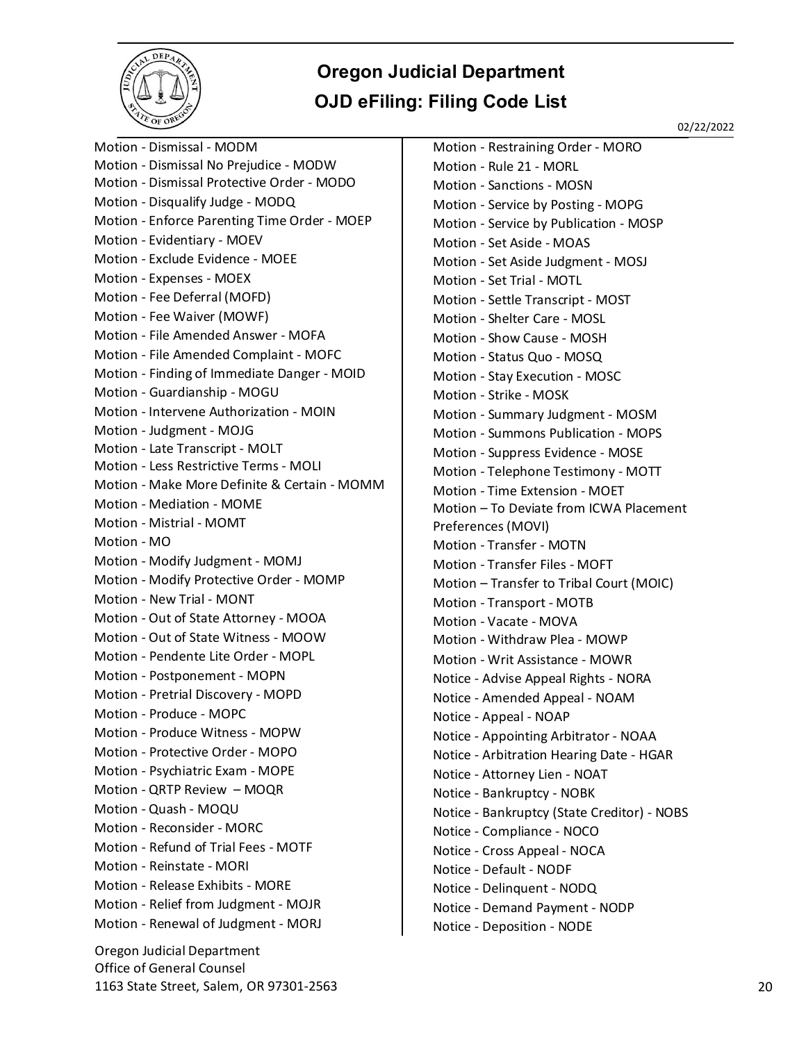# Oregon Judicial Department

## OJD eFiling: Filing Code List

02/22/2022

Motion - Dismissal - MODM
Motion - Dismissal No Prejudice - MODW
Motion - Dismissal Protective Order - MODO
Motion - Disqualify Judge - MODQ
Motion - Enforce Parenting Time Order - MOEP
Motion - Evidentiary - MOEV
Motion - Exclude Evidence - MOEE
Motion - Expenses - MOEX
Motion - Fee Deferral (MOFD)
Motion - Fee Waiver (MOWF)
Motion - File Amended Answer - MOFA
Motion - File Amended Complaint - MOFC
Motion - Finding of Immediate Danger - MOID
Motion - Guardianship - MOGU
Motion - Intervene Authorization - MOIN
Motion - Judgment - MOJG
Motion - Late Transcript - MOLT
Motion - Less Restrictive Terms - MOLI
Motion - Make More Definite & Certain - MOMM
Motion - Mediation - MOME
Motion - Mistrial - MOMT
Motion - MO
Motion - Modify Judgment - MOMJ
Motion - Modify Protective Order - MOMP
Motion - New Trial - MONT
Motion - Out of State Attorney - MOOA
Motion - Out of State Witness - MOOW
Motion - Pendente Lite Order - MOPL
Motion - Postponement - MOPN
Motion - Pretrial Discovery - MOPD
Motion - Produce - MOPC
Motion - Produce Witness - MOPW
Motion - Protective Order - MOPO
Motion - Psychiatric Exam - MOPE
Motion - QRTP Review – MOQR
Motion - Quash - MOQU
Motion - Reconsider - MORC
Motion - Refund of Trial Fees - MOTF
Motion - Reinstate - MORI
Motion - Release Exhibits - MORE
Motion - Relief from Judgment - MOJR
Motion - Renewal of Judgment - MORJ
Motion - Restraining Order - MORO
Motion - Rule 21 - MORL
Motion - Sanctions - MOSN
Motion - Service by Posting - MOPG
Motion - Service by Publication - MOSP
Motion - Set Aside - MOAS
Motion - Set Aside Judgment - MOSJ
Motion - Set Trial - MOTL
Motion - Settle Transcript - MOST
Motion - Shelter Care - MOSL
Motion - Show Cause - MOSH
Motion - Status Quo - MOSQ
Motion - Stay Execution - MOSC
Motion - Strike - MOSK
Motion - Summary Judgment - MOSM
Motion - Summons Publication - MOPS
Motion - Suppress Evidence - MOSE
Motion - Telephone Testimony - MOTT
Motion - Time Extension - MOET
Motion – To Deviate from ICWA Placement Preferences (MOVI)
Motion - Transfer - MOTN
Motion - Transfer Files - MOFT
Motion – Transfer to Tribal Court (MOIC)
Motion - Transport - MOTB
Motion - Vacate - MOVA
Motion - Withdraw Plea - MOWP
Motion - Writ Assistance - MOWR
Notice - Advise Appeal Rights - NORA
Notice - Amended Appeal - NOAM
Notice - Appeal - NOAP
Notice - Appointing Arbitrator - NOAA
Notice - Arbitration Hearing Date - HGAR
Notice - Attorney Lien - NOAT
Notice - Bankruptcy - NOBK
Notice - Bankruptcy (State Creditor) - NOBS
Notice - Compliance - NOCO
Notice - Cross Appeal - NOCA
Notice - Default - NODF
Notice - Delinquent - NODQ
Notice - Demand Payment - NODP
Notice - Deposition - NODE

Oregon Judicial Department
Office of General Counsel
1163 State Street, Salem, OR 97301-2563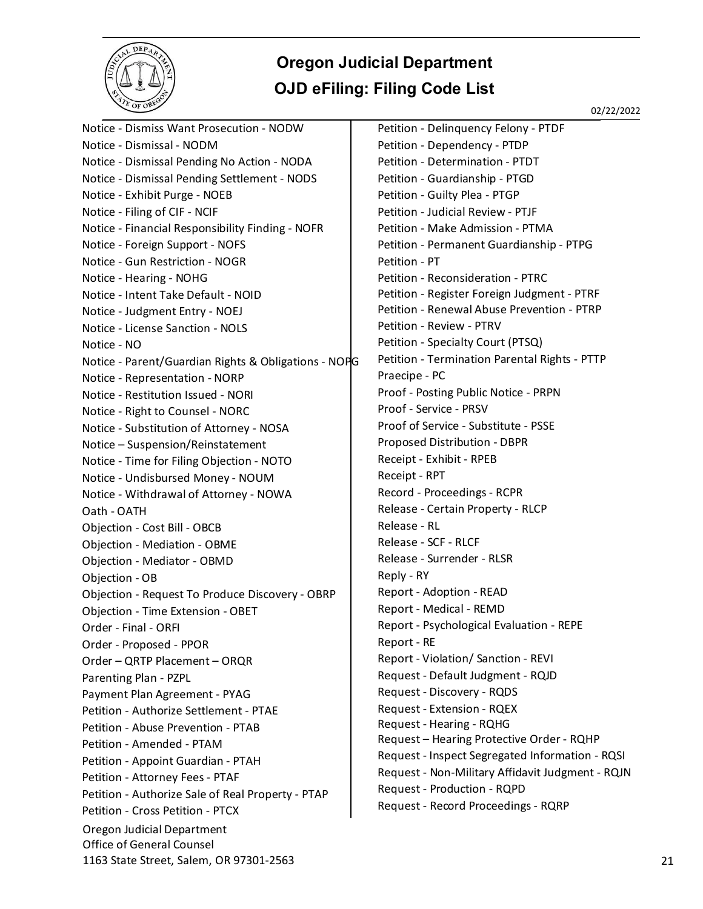# Oregon Judicial Department

## OJD eFiling: Filing Code List

02/22/2022

- Notice - Dismiss Want Prosecution - NODW
- Notice - Dismissal - NODM
- Notice - Dismissal Pending No Action - NODA
- Notice - Dismissal Pending Settlement - NODS
- Notice - Exhibit Purge - NOEB
- Notice - Filing of CIF - NCIF
- Notice - Financial Responsibility Finding - NOFR
- Notice - Foreign Support - NOFS
- Notice - Gun Restriction - NOGR
- Notice - Hearing - NOHG
- Notice - Intent Take Default - NOID
- Notice - Judgment Entry - NOEJ
- Notice - License Sanction - NOLS
- Notice - NO
- Notice - Parent/Guardian Rights & Obligations - NOPG
- Notice - Representation - NORP
- Notice - Restitution Issued - NORI
- Notice - Right to Counsel - NORC
- Notice - Substitution of Attorney - NOSA
- Notice – Suspension/Reinstatement
- Notice - Time for Filing Objection - NOTO
- Notice - Undisbursed Money - NOUM
- Notice - Withdrawal of Attorney - NOWA
- Oath - OATH
- Objection - Cost Bill - OBCB
- Objection - Mediation - OBME
- Objection - Mediator - OBMD
- Objection - OB
- Objection - Request To Produce Discovery - OBRP
- Objection - Time Extension - OBET
- Order - Final - ORFI
- Order - Proposed - PPOR
- Order – QRTP Placement – ORQR
- Parenting Plan - PZPL
- Payment Plan Agreement - PYAG
- Petition - Authorize Settlement - PTAE
- Petition - Abuse Prevention - PTAB
- Petition - Amended - PTAM
- Petition - Appoint Guardian - PTAH
- Petition - Attorney Fees - PTAF
- Petition - Authorize Sale of Real Property - PTAP
- Petition - Cross Petition - PTCX
- Petition - Delinquency Felony - PTDF
- Petition - Dependency - PTDP
- Petition - Determination - PTDT
- Petition - Guardianship - PTGD
- Petition - Guilty Plea - PTGP
- Petition - Judicial Review - PTJF
- Petition - Make Admission - PTMA
- Petition - Permanent Guardianship - PTPG
- Petition - PT
- Petition - Reconsideration - PTRC
- Petition - Register Foreign Judgment - PTRF
- Petition - Renewal Abuse Prevention - PTRP
- Petition - Review - PTRV
- Petition - Specialty Court (PTSQ)
- Petition - Termination Parental Rights - PTTP
- Praecipe - PC
- Proof - Posting Public Notice - PRPN
- Proof - Service - PRSV
- Proof of Service - Substitute - PSSE
- Proposed Distribution - DBPR
- Receipt - Exhibit - RPEB
- Receipt - RPT
- Record - Proceedings - RCPR
- Release - Certain Property - RLCP
- Release - RL
- Release - SCF - RLCF
- Release - Surrender - RLSR
- Reply - RY
- Report - Adoption - READ
- Report - Medical - REMD
- Report - Psychological Evaluation - REPE
- Report - RE
- Report - Violation/ Sanction - REVI
- Request - Default Judgment - RQJD
- Request - Discovery - RQDS
- Request - Extension - RQEX
- Request - Hearing - RQHG
- Request – Hearing Protective Order - RQHP
- Request - Inspect Segregated Information - RQSI
- Request - Non-Military Affidavit Judgment - RQJN
- Request - Production - RQPD
- Request - Record Proceedings - RQRP

Oregon Judicial Department
Office of General Counsel
1163 State Street, Salem, OR 97301-2563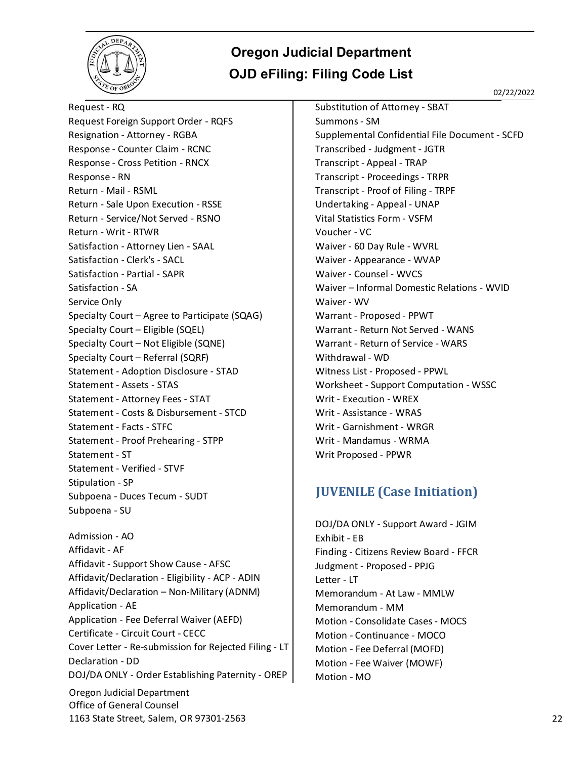# Oregon Judicial Department

## OJD eFiling: Filing Code List

02/22/2022

Request - RQ
Request Foreign Support Order - RQFS
Resignation - Attorney - RGBA
Response - Counter Claim - RCNC
Response - Cross Petition - RNCX
Response - RN
Return - Mail - RSML
Return - Sale Upon Execution - RSSE
Return - Service/Not Served - RSNO
Return - Writ - RTWR
Satisfaction - Attorney Lien - SAAL
Satisfaction - Clerk's - SACL
Satisfaction - Partial - SAPR
Satisfaction - SA
Service Only
Specialty Court – Agree to Participate (SQAG)
Specialty Court – Eligible (SQEL)
Specialty Court – Not Eligible (SQNE)
Specialty Court – Referral (SQRF)
Statement - Adoption Disclosure - STAD
Statement - Assets - STAS
Statement - Attorney Fees - STAT
Statement - Costs & Disbursement - STCD
Statement - Facts - STFC
Statement - Proof Prehearing - STPP
Statement - ST
Statement - Verified - STVF
Stipulation - SP
Subpoena - Duces Tecum - SUDT
Subpoena - SU

Admission - AO
Affidavit - AF
Affidavit - Support Show Cause - AFSC
Affidavit/Declaration - Eligibility - ACP - ADIN
Affidavit/Declaration – Non-Military (ADNM)
Application - AE
Application - Fee Deferral Waiver (AEFD)
Certificate - Circuit Court - CECC
Cover Letter - Re-submission for Rejected Filing - LT
Declaration - DD
DOJ/DA ONLY - Order Establishing Paternity - OREP

Substitution of Attorney - SBAT
Summons - SM
Supplemental Confidential File Document - SCFD
Transcribed - Judgment - JGTR
Transcript - Appeal - TRAP
Transcript - Proceedings - TRPR
Transcript - Proof of Filing - TRPF
Undertaking - Appeal - UNAP
Vital Statistics Form - VSFM
Voucher - VC
Waiver - 60 Day Rule - WVRL
Waiver - Appearance - WVAP
Waiver - Counsel - WVCS
Waiver – Informal Domestic Relations - WVID
Waiver - WV
Warrant - Proposed - PPWT
Warrant - Return Not Served - WANS
Warrant - Return of Service - WARS
Withdrawal - WD
Witness List - Proposed - PPWL
Worksheet - Support Computation - WSSC
Writ - Execution - WREX
Writ - Assistance - WRAS
Writ - Garnishment - WRGR
Writ - Mandamus - WRMA
Writ Proposed - PPWR

## JUVENILE (Case Initiation)

DOJ/DA ONLY - Support Award - JGIM
Exhibit - EB
Finding - Citizens Review Board - FFCR
Judgment - Proposed - PPJG
Letter - LT
Memorandum - At Law - MMLW
Memorandum - MM
Motion - Consolidate Cases - MOCS
Motion - Continuance - MOCO
Motion - Fee Deferral (MOFD)
Motion - Fee Waiver (MOWF)
Motion - MO

Oregon Judicial Department
Office of General Counsel
1163 State Street, Salem, OR 97301-2563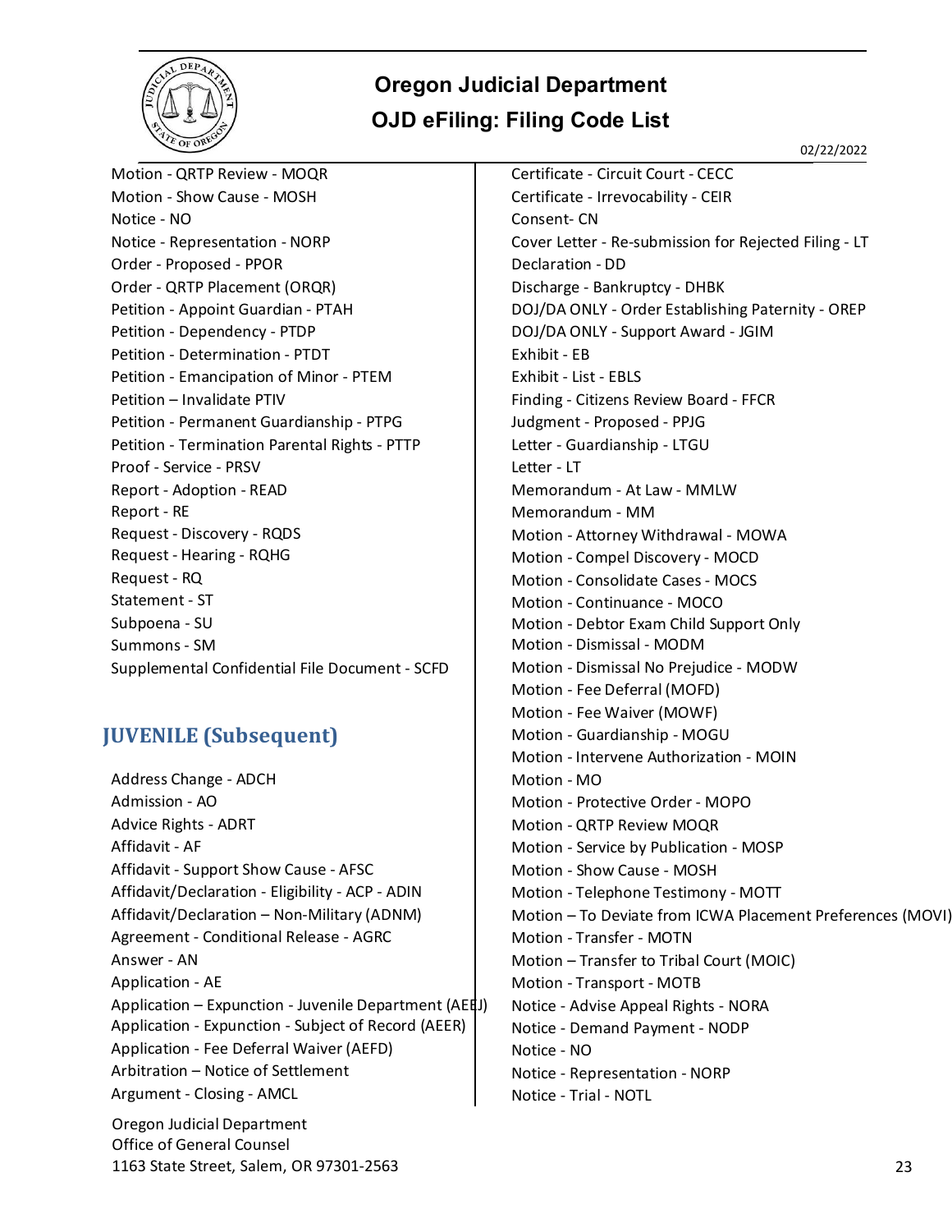# Oregon Judicial Department

## OJD eFiling: Filing Code List

02/22/2022

Motion - QRTP Review - MOQR
Motion - Show Cause - MOSH
Notice - NO
Notice - Representation - NORP
Order - Proposed - PPOR
Order - QRTP Placement (ORQR)
Petition - Appoint Guardian - PTAH
Petition - Dependency - PTDP
Petition - Determination - PTDT
Petition - Emancipation of Minor - PTEM
Petition – Invalidate PTIV
Petition - Permanent Guardianship - PTPG
Petition - Termination Parental Rights - PTTP
Proof - Service - PRSV
Report - Adoption - READ
Report - RE
Request - Discovery - RQDS
Request - Hearing - RQHG
Request - RQ
Statement - ST
Subpoena - SU
Summons - SM
Supplemental Confidential File Document - SCFD

### JUVENILE (Subsequent)

Address Change - ADCH
Admission - AO
Advice Rights - ADRT
Affidavit - AF
Affidavit - Support Show Cause - AFSC
Affidavit/Declaration - Eligibility - ACP - ADIN
Affidavit/Declaration – Non-Military (ADNM)
Agreement - Conditional Release - AGRC
Answer - AN
Application - AE
Application – Expunction - Juvenile Department (AEEJ)
Application - Expunction - Subject of Record (AEER)
Application - Fee Deferral Waiver (AEFD)
Arbitration – Notice of Settlement
Argument - Closing - AMCL
Certificate - Circuit Court - CECC
Certificate - Irrevocability - CEIR
Consent- CN
Cover Letter - Re-submission for Rejected Filing - LT
Declaration - DD
Discharge - Bankruptcy - DHBK
DOJ/DA ONLY - Order Establishing Paternity - OREP
DOJ/DA ONLY - Support Award - JGIM
Exhibit - EB
Exhibit - List - EBLS
Finding - Citizens Review Board - FFCR
Judgment - Proposed - PPJG
Letter - Guardianship - LTGU
Letter - LT
Memorandum - At Law - MMLW
Memorandum - MM
Motion - Attorney Withdrawal - MOWA
Motion - Compel Discovery - MOCD
Motion - Consolidate Cases - MOCS
Motion - Continuance - MOCO
Motion - Debtor Exam Child Support Only
Motion - Dismissal - MODM
Motion - Dismissal No Prejudice - MODW
Motion - Fee Deferral (MOFD)
Motion - Fee Waiver (MOWF)
Motion - Guardianship - MOGU
Motion - Intervene Authorization - MOIN
Motion - MO
Motion - Protective Order - MOPO
Motion - QRTP Review MOQR
Motion - Service by Publication - MOSP
Motion - Show Cause - MOSH
Motion - Telephone Testimony - MOTT
Motion – To Deviate from ICWA Placement Preferences (MOVI)
Motion - Transfer - MOTN
Motion – Transfer to Tribal Court (MOIC)
Motion - Transport - MOTB
Notice - Advise Appeal Rights - NORA
Notice - Demand Payment - NODP
Notice - NO
Notice - Representation - NORP
Notice - Trial - NOTL

Oregon Judicial Department
Office of General Counsel
1163 State Street, Salem, OR 97301-2563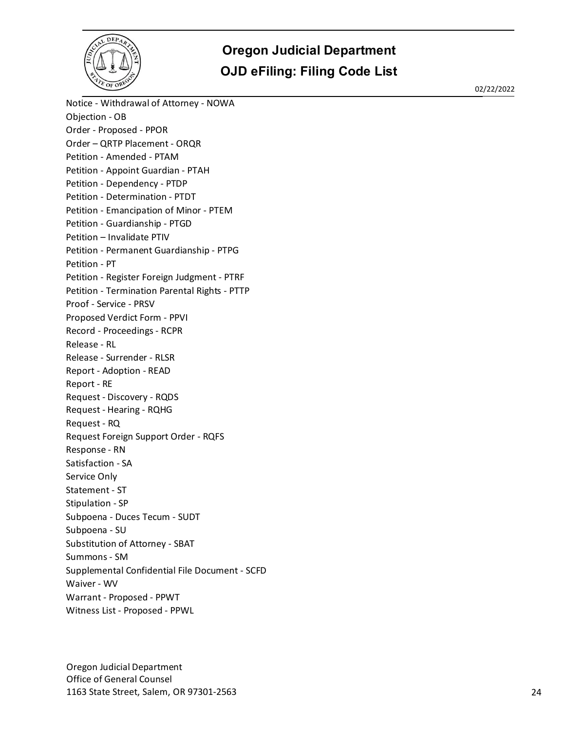Notice - Withdrawal of Attorney - NOWA
Objection - OB
Order - Proposed - PPOR
Order – QRTP Placement - ORQR
Petition - Amended - PTAM
Petition - Appoint Guardian - PTAH
Petition - Dependency - PTDP
Petition - Determination - PTDT
Petition - Emancipation of Minor - PTEM
Petition - Guardianship - PTGD
Petition – Invalidate PTIV
Petition - Permanent Guardianship - PTPG
Petition - PT
Petition - Register Foreign Judgment - PTRF
Petition - Termination Parental Rights - PTTP
Proof - Service - PRSV
Proposed Verdict Form - PPVI
Record - Proceedings - RCPR
Release - RL
Release - Surrender - RLSR
Report - Adoption - READ
Report - RE
Request - Discovery - RQDS
Request - Hearing - RQHG
Request - RQ
Request Foreign Support Order - RQFS
Response - RN
Satisfaction - SA
Service Only
Statement - ST
Stipulation - SP
Subpoena - Duces Tecum - SUDT
Subpoena - SU
Substitution of Attorney - SBAT
Summons - SM
Supplemental Confidential File Document - SCFD
Waiver - WV
Warrant - Proposed - PPWT
Witness List - Proposed - PPWL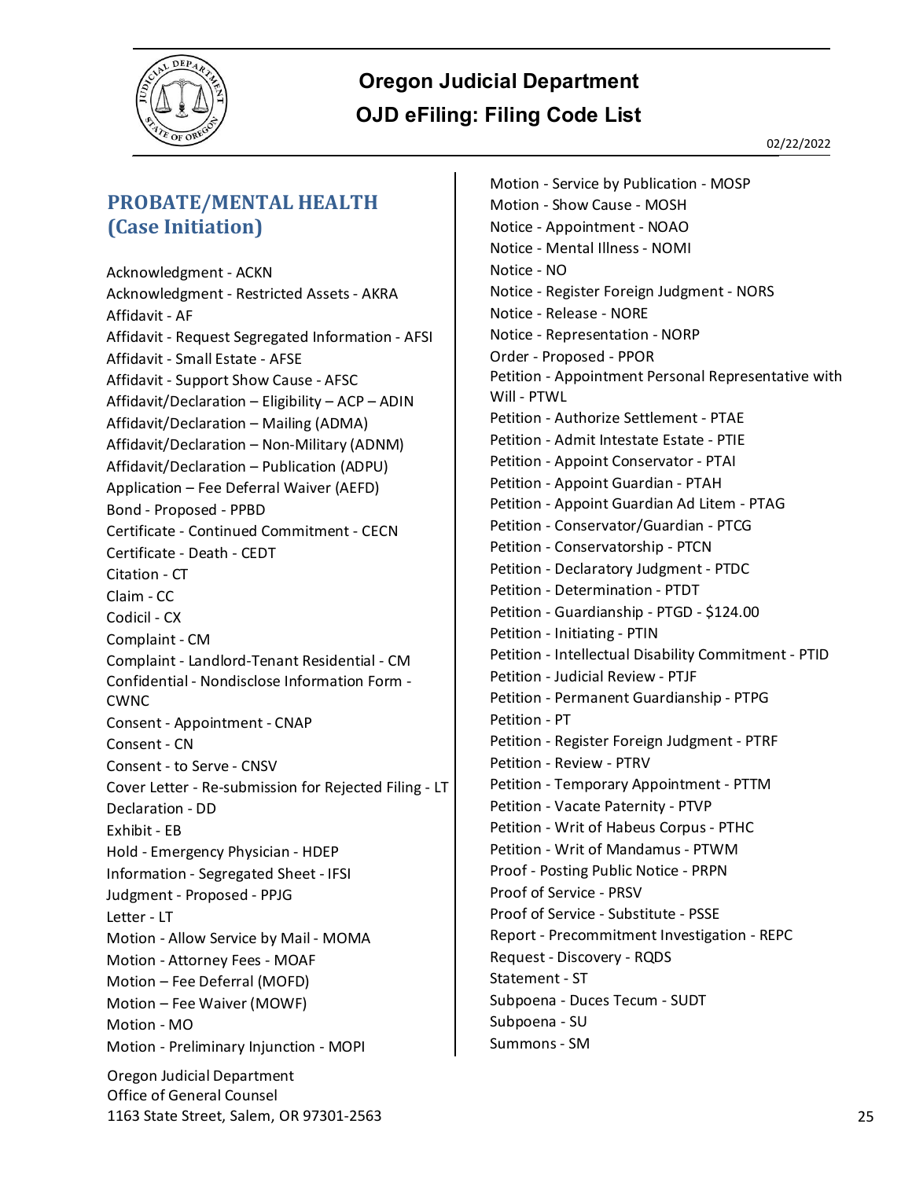# Oregon Judicial Department

## OJD eFiling: Filing Code List

02/22/2022

## PROBATE/MENTAL HEALTH (Case Initiation)

Acknowledgment - ACKN
Acknowledgment - Restricted Assets - AKRA
Affidavit - AF
Affidavit - Request Segregated Information - AFSI
Affidavit - Small Estate - AFSE
Affidavit - Support Show Cause - AFSC
Affidavit/Declaration – Eligibility – ACP – ADIN
Affidavit/Declaration – Mailing (ADMA)
Affidavit/Declaration – Non-Military (ADNM)
Affidavit/Declaration – Publication (ADPU)
Application – Fee Deferral Waiver (AEFD)
Bond - Proposed - PPBD
Certificate - Continued Commitment - CECN
Certificate - Death - CEDT
Citation - CT
Claim - CC
Codicil - CX
Complaint - CM
Complaint - Landlord-Tenant Residential - CM
Confidential - Nondisclose Information Form - CWNC
Consent - Appointment - CNAP
Consent - CN
Consent - to Serve - CNSV
Cover Letter - Re-submission for Rejected Filing - LT
Declaration - DD
Exhibit - EB
Hold - Emergency Physician - HDEP
Information - Segregated Sheet - IFSI
Judgment - Proposed - PPJG
Letter - LT
Motion - Allow Service by Mail - MOMA
Motion - Attorney Fees - MOAF
Motion – Fee Deferral (MOFD)
Motion – Fee Waiver (MOWF)
Motion - MO
Motion - Preliminary Injunction - MOPI
Motion - Service by Publication - MOSP
Motion - Show Cause - MOSH
Notice - Appointment - NOAO
Notice - Mental Illness - NOMI
Notice - NO
Notice - Register Foreign Judgment - NORS
Notice - Release - NORE
Notice - Representation - NORP
Order - Proposed - PPOR
Petition - Appointment Personal Representative with Will - PTWL
Petition - Authorize Settlement - PTAE
Petition - Admit Intestate Estate - PTIE
Petition - Appoint Conservator - PTAI
Petition - Appoint Guardian - PTAH
Petition - Appoint Guardian Ad Litem - PTAG
Petition - Conservator/Guardian - PTCG
Petition - Conservatorship - PTCN
Petition - Declaratory Judgment - PTDC
Petition - Determination - PTDT
Petition - Guardianship - PTGD - $124.00
Petition - Initiating - PTIN
Petition - Intellectual Disability Commitment - PTID
Petition - Judicial Review - PTJF
Petition - Permanent Guardianship - PTPG
Petition - PT
Petition - Register Foreign Judgment - PTRF
Petition - Review - PTRV
Petition - Temporary Appointment - PTTM
Petition - Vacate Paternity - PTVP
Petition - Writ of Habeus Corpus - PTHC
Petition - Writ of Mandamus - PTWM
Proof - Posting Public Notice - PRPN
Proof of Service - PRSV
Proof of Service - Substitute - PSSE
Report - Precommitment Investigation - REPC
Request - Discovery - RQDS
Statement - ST
Subpoena - Duces Tecum - SUDT
Subpoena - SU
Summons - SM

Oregon Judicial Department
Office of General Counsel
1163 State Street, Salem, OR 97301-2563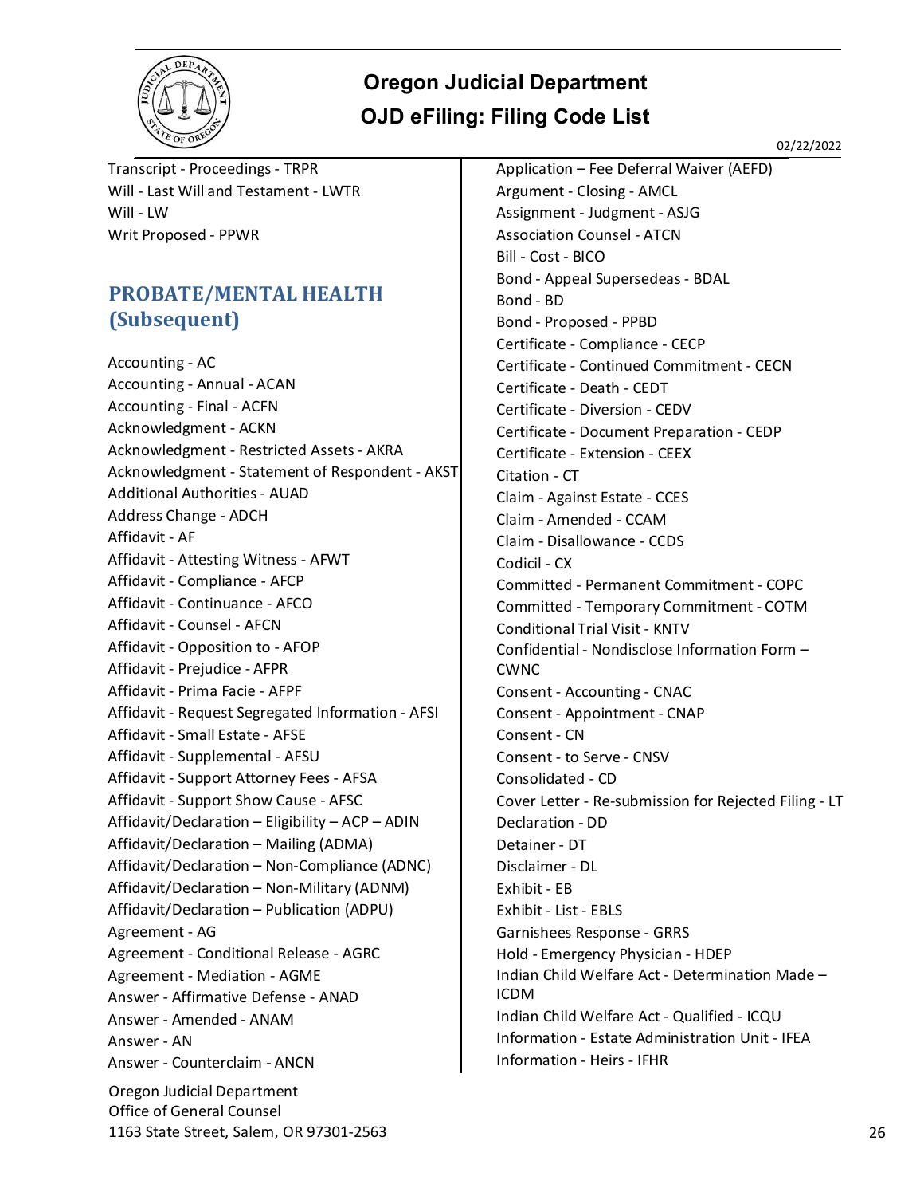Transcript - Proceedings - TRPR
Will - Last Will and Testament - LWTR
Will - LW
Writ Proposed - PPWR

## PROBATE/MENTAL HEALTH (Subsequent)

Accounting - AC
Accounting - Annual - ACAN
Accounting - Final - ACFN
Acknowledgment - ACKN
Acknowledgment - Restricted Assets - AKRA
Acknowledgment - Statement of Respondent - AKST
Additional Authorities - AUAD
Address Change - ADCH
Affidavit - AF
Affidavit - Attesting Witness - AFWT
Affidavit - Compliance - AFCP
Affidavit - Continuance - AFCO
Affidavit - Counsel - AFCN
Affidavit - Opposition to - AFOP
Affidavit - Prejudice - AFPR
Affidavit - Prima Facie - AFPF
Affidavit - Request Segregated Information - AFSI
Affidavit - Small Estate - AFSE
Affidavit - Supplemental - AFSU
Affidavit - Support Attorney Fees - AFSA
Affidavit - Support Show Cause - AFSC
Affidavit/Declaration – Eligibility – ACP – ADIN
Affidavit/Declaration – Mailing (ADMA)
Affidavit/Declaration – Non-Compliance (ADNC)
Affidavit/Declaration – Non-Military (ADNM)
Affidavit/Declaration – Publication (ADPU)
Agreement - AG
Agreement - Conditional Release - AGRC
Agreement - Mediation - AGME
Answer - Affirmative Defense - ANAD
Answer - Amended - ANAM
Answer - AN
Answer - Counterclaim - ANCN
Application – Fee Deferral Waiver (AEFD)
Argument - Closing - AMCL
Assignment - Judgment - ASJG
Association Counsel - ATCN
Bill - Cost - BICO
Bond - Appeal Supersedeas - BDAL
Bond - BD
Bond - Proposed - PPBD
Certificate - Compliance - CECP
Certificate - Continued Commitment - CECN
Certificate - Death - CEDT
Certificate - Diversion - CEDV
Certificate - Document Preparation - CEDP
Certificate - Extension - CEEX
Citation - CT
Claim - Against Estate - CCES
Claim - Amended - CCAM
Claim - Disallowance - CCDS
Codicil - CX
Committed - Permanent Commitment - COPC
Committed - Temporary Commitment - COTM
Conditional Trial Visit - KNTV
Confidential - Nondisclose Information Form – CWNC
Consent - Accounting - CNAC
Consent - Appointment - CNAP
Consent - CN
Consent - to Serve - CNSV
Consolidated - CD
Cover Letter - Re-submission for Rejected Filing - LT
Declaration - DD
Detainer - DT
Disclaimer - DL
Exhibit - EB
Exhibit - List - EBLS
Garnishees Response - GRRS
Hold - Emergency Physician - HDEP
Indian Child Welfare Act - Determination Made – ICDM
Indian Child Welfare Act - Qualified - ICQU
Information - Estate Administration Unit - IFEA
Information - Heirs - IFHR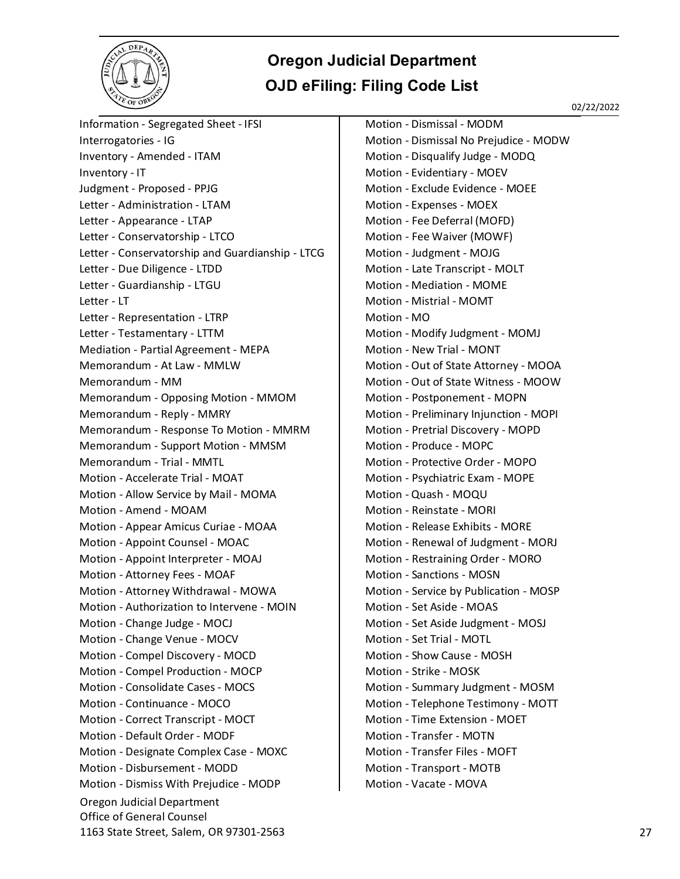# Oregon Judicial Department

## OJD eFiling: Filing Code List

02/22/2022

Information - Segregated Sheet - IFSI
Interrogatories - IG
Inventory - Amended - ITAM
Inventory - IT
Judgment - Proposed - PPJG
Letter - Administration - LTAM
Letter - Appearance - LTAP
Letter - Conservatorship - LTCO
Letter - Conservatorship and Guardianship - LTCG
Letter - Due Diligence - LTDD
Letter - Guardianship - LTGU
Letter - LT
Letter - Representation - LTRP
Letter - Testamentary - LTTM
Mediation - Partial Agreement - MEPA
Memorandum - At Law - MMLW
Memorandum - MM
Memorandum - Opposing Motion - MMOM
Memorandum - Reply - MMRY
Memorandum - Response To Motion - MMRM
Memorandum - Support Motion - MMSM
Memorandum - Trial - MMTL
Motion - Accelerate Trial - MOAT
Motion - Allow Service by Mail - MOMA
Motion - Amend - MOAM
Motion - Appear Amicus Curiae - MOAA
Motion - Appoint Counsel - MOAC
Motion - Appoint Interpreter - MOAJ
Motion - Attorney Fees - MOAF
Motion - Attorney Withdrawal - MOWA
Motion - Authorization to Intervene - MOIN
Motion - Change Judge - MOCJ
Motion - Change Venue - MOCV
Motion - Compel Discovery - MOCD
Motion - Compel Production - MOCP
Motion - Consolidate Cases - MOCS
Motion - Continuance - MOCO
Motion - Correct Transcript - MOCT
Motion - Default Order - MODF
Motion - Designate Complex Case - MOXC
Motion - Disbursement - MODD
Motion - Dismiss With Prejudice - MODP
Motion - Dismissal - MODM
Motion - Dismissal No Prejudice - MODW
Motion - Disqualify Judge - MODQ
Motion - Evidentiary - MOEV
Motion - Exclude Evidence - MOEE
Motion - Expenses - MOEX
Motion - Fee Deferral (MOFD)
Motion - Fee Waiver (MOWF)
Motion - Judgment - MOJG
Motion - Late Transcript - MOLT
Motion - Mediation - MOME
Motion - Mistrial - MOMT
Motion - MO
Motion - Modify Judgment - MOMJ
Motion - New Trial - MONT
Motion - Out of State Attorney - MOOA
Motion - Out of State Witness - MOOW
Motion - Postponement - MOPN
Motion - Preliminary Injunction - MOPI
Motion - Pretrial Discovery - MOPD
Motion - Produce - MOPC
Motion - Protective Order - MOPO
Motion - Psychiatric Exam - MOPE
Motion - Quash - MOQU
Motion - Reinstate - MORI
Motion - Release Exhibits - MORE
Motion - Renewal of Judgment - MORJ
Motion - Restraining Order - MORO
Motion - Sanctions - MOSN
Motion - Service by Publication - MOSP
Motion - Set Aside - MOAS
Motion - Set Aside Judgment - MOSJ
Motion - Set Trial - MOTL
Motion - Show Cause - MOSH
Motion - Strike - MOSK
Motion - Summary Judgment - MOSM
Motion - Telephone Testimony - MOTT
Motion - Time Extension - MOET
Motion - Transfer - MOTN
Motion - Transfer Files - MOFT
Motion - Transport - MOTB
Motion - Vacate - MOVA

Oregon Judicial Department
Office of General Counsel
1163 State Street, Salem, OR 97301-2563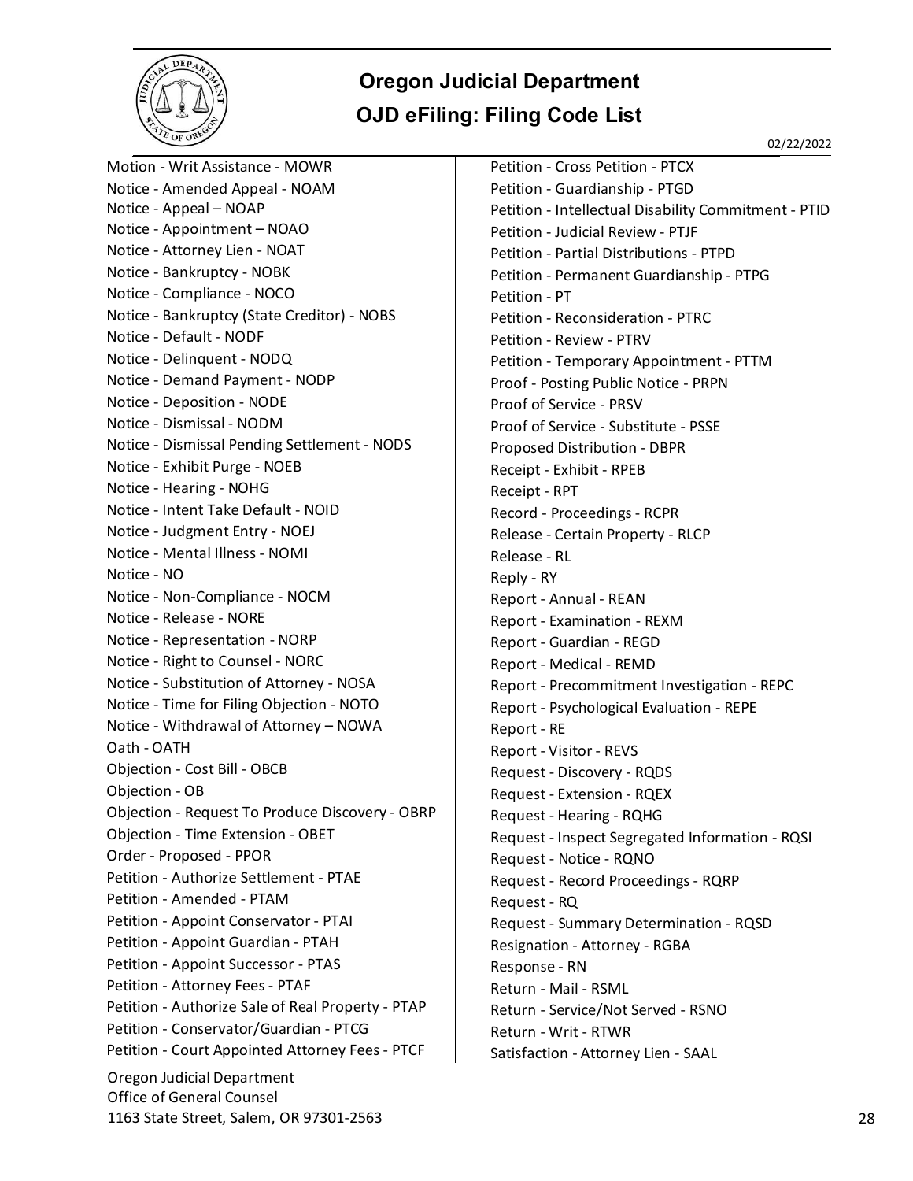# Oregon Judicial Department

## OJD eFiling: Filing Code List

02/22/2022

Motion - Writ Assistance - MOWR
Notice - Amended Appeal - NOAM
Notice - Appeal – NOAP
Notice - Appointment – NOAO
Notice - Attorney Lien - NOAT
Notice - Bankruptcy - NOBK
Notice - Compliance - NOCO
Notice - Bankruptcy (State Creditor) - NOBS
Notice - Default - NODF
Notice - Delinquent - NODQ
Notice - Demand Payment - NODP
Notice - Deposition - NODE
Notice - Dismissal - NODM
Notice - Dismissal Pending Settlement - NODS
Notice - Exhibit Purge - NOEB
Notice - Hearing - NOHG
Notice - Intent Take Default - NOID
Notice - Judgment Entry - NOEJ
Notice - Mental Illness - NOMI
Notice - NO
Notice - Non-Compliance - NOCM
Notice - Release - NORE
Notice - Representation - NORP
Notice - Right to Counsel - NORC
Notice - Substitution of Attorney - NOSA
Notice - Time for Filing Objection - NOTO
Notice - Withdrawal of Attorney – NOWA
Oath - OATH
Objection - Cost Bill - OBCB
Objection - OB
Objection - Request To Produce Discovery - OBRP
Objection - Time Extension - OBET
Order - Proposed - PPOR
Petition - Authorize Settlement - PTAE
Petition - Amended - PTAM
Petition - Appoint Conservator - PTAI
Petition - Appoint Guardian - PTAH
Petition - Appoint Successor - PTAS
Petition - Attorney Fees - PTAF
Petition - Authorize Sale of Real Property - PTAP
Petition - Conservator/Guardian - PTCG
Petition - Court Appointed Attorney Fees - PTCF
Petition - Cross Petition - PTCX
Petition - Guardianship - PTGD
Petition - Intellectual Disability Commitment - PTID
Petition - Judicial Review - PTJF
Petition - Partial Distributions - PTPD
Petition - Permanent Guardianship - PTPG
Petition - PT
Petition - Reconsideration - PTRC
Petition - Review - PTRV
Petition - Temporary Appointment - PTTM
Proof - Posting Public Notice - PRPN
Proof of Service - PRSV
Proof of Service - Substitute - PSSE
Proposed Distribution - DBPR
Receipt - Exhibit - RPEB
Receipt - RPT
Record - Proceedings - RCPR
Release - Certain Property - RLCP
Release - RL
Reply - RY
Report - Annual - REAN
Report - Examination - REXM
Report - Guardian - REGD
Report - Medical - REMD
Report - Precommitment Investigation - REPC
Report - Psychological Evaluation - REPE
Report - RE
Report - Visitor - REVS
Request - Discovery - RQDS
Request - Extension - RQEX
Request - Hearing - RQHG
Request - Inspect Segregated Information - RQSI
Request - Notice - RQNO
Request - Record Proceedings - RQRP
Request - RQ
Request - Summary Determination - RQSD
Resignation - Attorney - RGBA
Response - RN
Return - Mail - RSML
Return - Service/Not Served - RSNO
Return - Writ - RTWR
Satisfaction - Attorney Lien - SAAL

Oregon Judicial Department
Office of General Counsel
1163 State Street, Salem, OR 97301-2563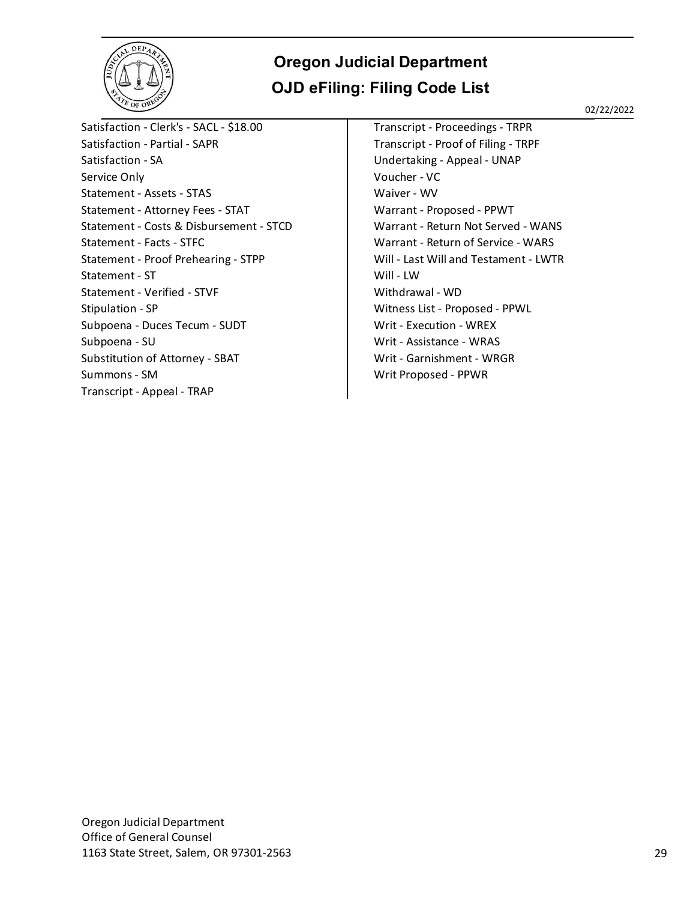# Oregon Judicial Department

## OJD eFiling: Filing Code List

02/22/2022

Satisfaction - Clerk's - SACL - $18.00
Satisfaction - Partial - SAPR
Satisfaction - SA
Service Only
Statement - Assets - STAS
Statement - Attorney Fees - STAT
Statement - Costs & Disbursement - STCD
Statement - Facts - STFC
Statement - Proof Prehearing - STPP
Statement - ST
Statement - Verified - STVF
Stipulation - SP
Subpoena - Duces Tecum - SUDT
Subpoena - SU
Substitution of Attorney - SBAT
Summons - SM
Transcript - Appeal - TRAP
Transcript - Proceedings - TRPR
Transcript - Proof of Filing - TRPF
Undertaking - Appeal - UNAP
Voucher - VC
Waiver - WV
Warrant - Proposed - PPWT
Warrant - Return Not Served - WANS
Warrant - Return of Service - WARS
Will - Last Will and Testament - LWTR
Will - LW
Withdrawal - WD
Witness List - Proposed - PPWL
Writ - Execution - WREX
Writ - Assistance - WRAS
Writ - Garnishment - WRGR
Writ Proposed - PPWR

Oregon Judicial Department
Office of General Counsel
1163 State Street, Salem, OR 97301-2563